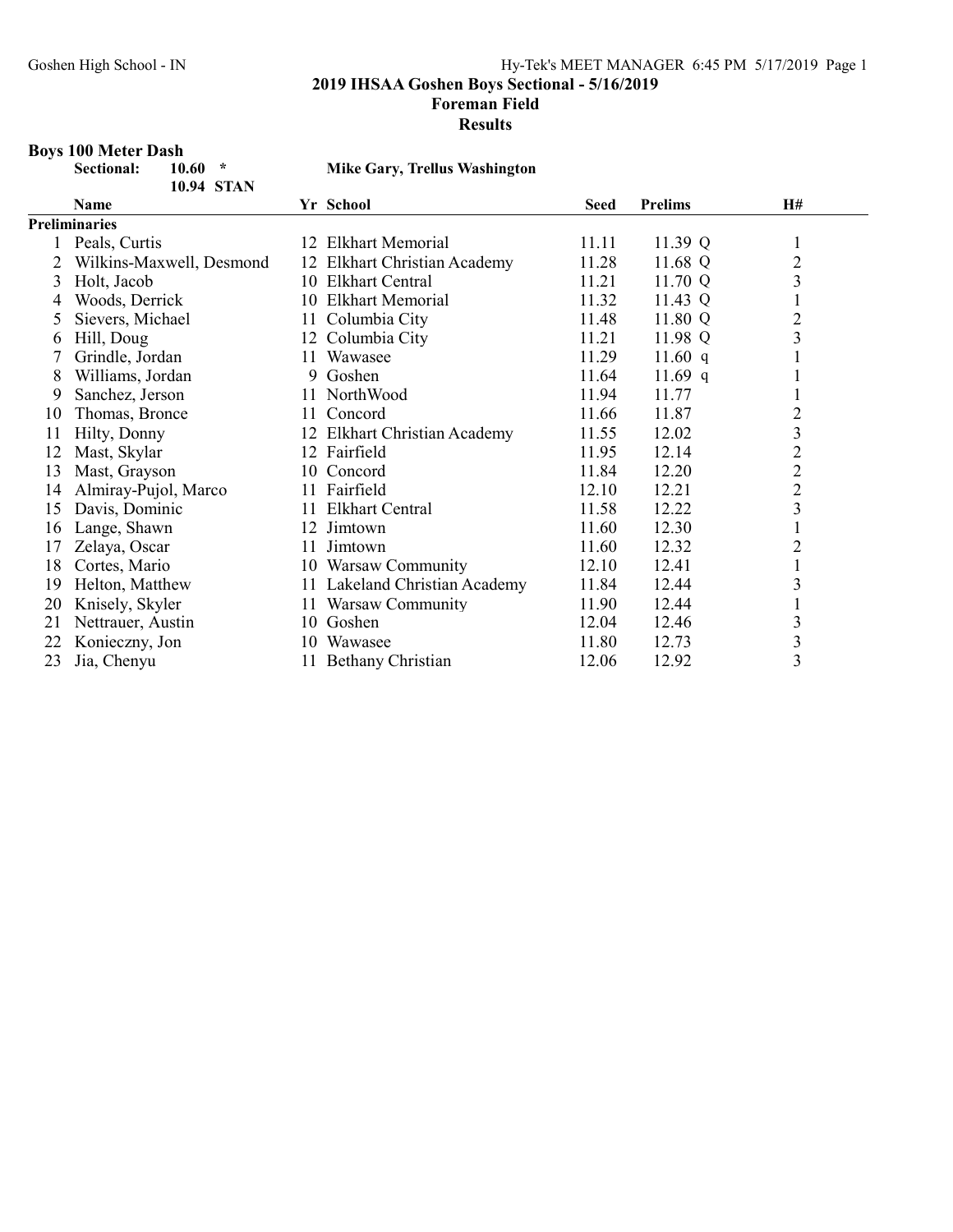# 2019 IHSAA Goshen Boys Sectional - 5/16/2019

## Foreman Field

### Results

**Boys 100 Meter Dash**

| Sectional: | 10.60 * | Mike Gary, Trellus Washington |
|---|---|---|
| | 10.94 STAN | |

| | Name | Yr | School | Seed | Prelims | H# |
|---|---|---|---|---|---|---|
| **Preliminaries** | | | | | | |
| 1 | Peals, Curtis | 12 | Elkhart Memorial | 11.11 | 11.39 Q | 1 |
| 2 | Wilkins-Maxwell, Desmond | 12 | Elkhart Christian Academy | 11.28 | 11.68 Q | 2 |
| 3 | Holt, Jacob | 10 | Elkhart Central | 11.21 | 11.70 Q | 3 |
| 4 | Woods, Derrick | 10 | Elkhart Memorial | 11.32 | 11.43 Q | 1 |
| 5 | Sievers, Michael | 11 | Columbia City | 11.48 | 11.80 Q | 2 |
| 6 | Hill, Doug | 12 | Columbia City | 11.21 | 11.98 Q | 3 |
| 7 | Grindle, Jordan | 11 | Wawasee | 11.29 | 11.60 q | 1 |
| 8 | Williams, Jordan | 9 | Goshen | 11.64 | 11.69 q | 1 |
| 9 | Sanchez, Jerson | 11 | NorthWood | 11.94 | 11.77 | 1 |
| 10 | Thomas, Bronce | 11 | Concord | 11.66 | 11.87 | 2 |
| 11 | Hilty, Donny | 12 | Elkhart Christian Academy | 11.55 | 12.02 | 3 |
| 12 | Mast, Skylar | 12 | Fairfield | 11.95 | 12.14 | 2 |
| 13 | Mast, Grayson | 10 | Concord | 11.84 | 12.20 | 2 |
| 14 | Almiray-Pujol, Marco | 11 | Fairfield | 12.10 | 12.21 | 2 |
| 15 | Davis, Dominic | 11 | Elkhart Central | 11.58 | 12.22 | 3 |
| 16 | Lange, Shawn | 12 | Jimtown | 11.60 | 12.30 | 1 |
| 17 | Zelaya, Oscar | 11 | Jimtown | 11.60 | 12.32 | 2 |
| 18 | Cortes, Mario | 10 | Warsaw Community | 12.10 | 12.41 | 1 |
| 19 | Helton, Matthew | 11 | Lakeland Christian Academy | 11.84 | 12.44 | 3 |
| 20 | Knisely, Skyler | 11 | Warsaw Community | 11.90 | 12.44 | 1 |
| 21 | Nettrauer, Austin | 10 | Goshen | 12.04 | 12.46 | 3 |
| 22 | Konieczny, Jon | 10 | Wawasee | 11.80 | 12.73 | 3 |
| 23 | Jia, Chenyu | 11 | Bethany Christian | 12.06 | 12.92 | 3 |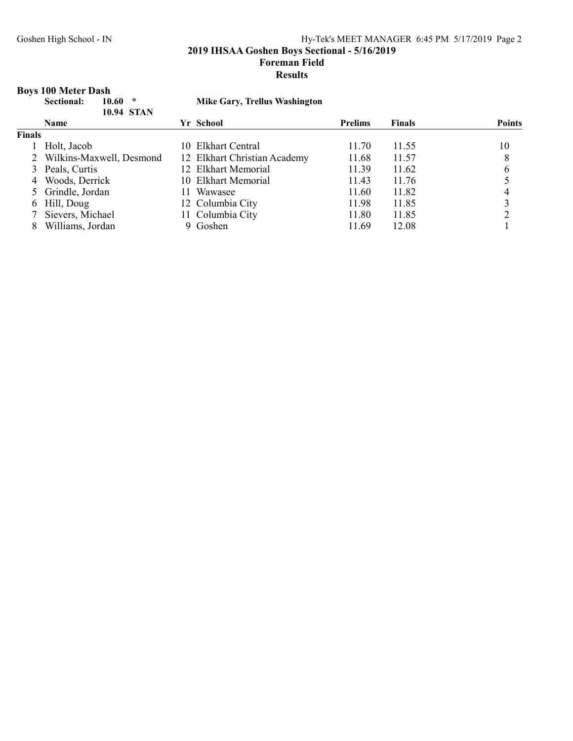## 2019 IHSAA Goshen Boys Sectional - 5/16/2019

### Foreman Field

### Results

**Boys 100 Meter Dash**

**Sectional:** **10.60** * **Mike Gary, Trellus Washington**

**10.94 STAN**

| | Name | Yr | School | Prelims | Finals | Points |
|---|---|---|---|---|---|---|
| **Finals** | | | | | | |
| 1 | Holt, Jacob | 10 | Elkhart Central | 11.70 | 11.55 | 10 |
| 2 | Wilkins-Maxwell, Desmond | 12 | Elkhart Christian Academy | 11.68 | 11.57 | 8 |
| 3 | Peals, Curtis | 12 | Elkhart Memorial | 11.39 | 11.62 | 6 |
| 4 | Woods, Derrick | 10 | Elkhart Memorial | 11.43 | 11.76 | 5 |
| 5 | Grindle, Jordan | 11 | Wawasee | 11.60 | 11.82 | 4 |
| 6 | Hill, Doug | 12 | Columbia City | 11.98 | 11.85 | 3 |
| 7 | Sievers, Michael | 11 | Columbia City | 11.80 | 11.85 | 2 |
| 8 | Williams, Jordan | 9 | Goshen | 11.69 | 12.08 | 1 |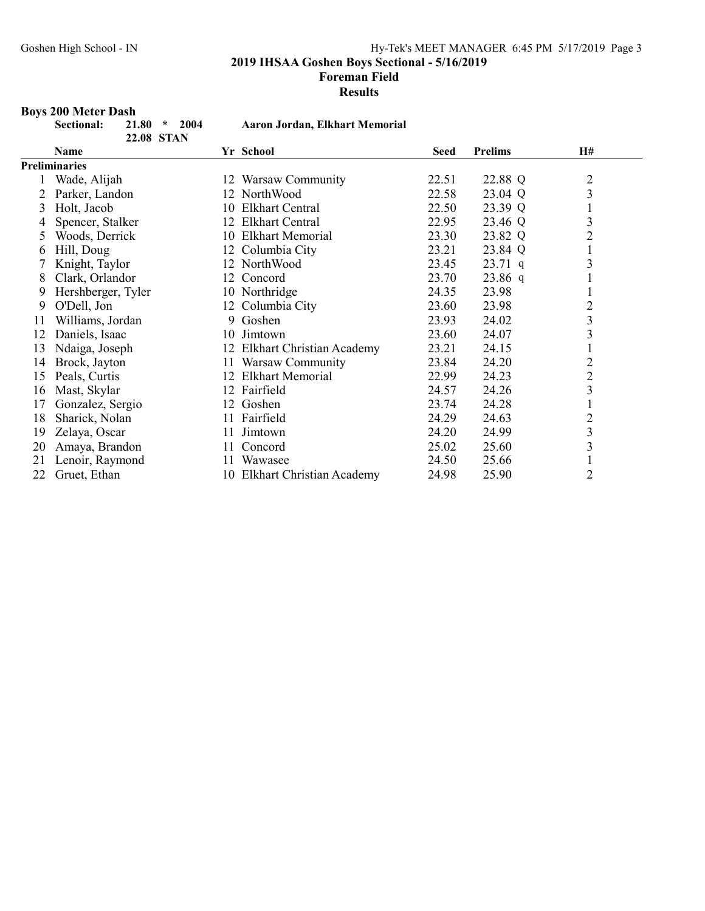## 2019 IHSAA Goshen Boys Sectional - 5/16/2019

### Foreman Field

### Results

**Boys 200 Meter Dash**

**Sectional: 21.80 * 2004 Aaron Jordan, Elkhart Memorial**

**22.08 STAN**

| | Name | Yr | School | Seed | Prelims | H# |
|---|---|---|---|---|---|---|
| **Preliminaries** | | | | | | |
| 1 | Wade, Alijah | 12 | Warsaw Community | 22.51 | 22.88 Q | 2 |
| 2 | Parker, Landon | 12 | NorthWood | 22.58 | 23.04 Q | 3 |
| 3 | Holt, Jacob | 10 | Elkhart Central | 22.50 | 23.39 Q | 1 |
| 4 | Spencer, Stalker | 12 | Elkhart Central | 22.95 | 23.46 Q | 3 |
| 5 | Woods, Derrick | 10 | Elkhart Memorial | 23.30 | 23.82 Q | 2 |
| 6 | Hill, Doug | 12 | Columbia City | 23.21 | 23.84 Q | 1 |
| 7 | Knight, Taylor | 12 | NorthWood | 23.45 | 23.71 q | 3 |
| 8 | Clark, Orlandor | 12 | Concord | 23.70 | 23.86 q | 1 |
| 9 | Hershberger, Tyler | 10 | Northridge | 24.35 | 23.98 | 1 |
| 9 | O'Dell, Jon | 12 | Columbia City | 23.60 | 23.98 | 2 |
| 11 | Williams, Jordan | 9 | Goshen | 23.93 | 24.02 | 3 |
| 12 | Daniels, Isaac | 10 | Jimtown | 23.60 | 24.07 | 3 |
| 13 | Ndaiga, Joseph | 12 | Elkhart Christian Academy | 23.21 | 24.15 | 1 |
| 14 | Brock, Jayton | 11 | Warsaw Community | 23.84 | 24.20 | 2 |
| 15 | Peals, Curtis | 12 | Elkhart Memorial | 22.99 | 24.23 | 2 |
| 16 | Mast, Skylar | 12 | Fairfield | 24.57 | 24.26 | 3 |
| 17 | Gonzalez, Sergio | 12 | Goshen | 23.74 | 24.28 | 1 |
| 18 | Sharick, Nolan | 11 | Fairfield | 24.29 | 24.63 | 2 |
| 19 | Zelaya, Oscar | 11 | Jimtown | 24.20 | 24.99 | 3 |
| 20 | Amaya, Brandon | 11 | Concord | 25.02 | 25.60 | 3 |
| 21 | Lenoir, Raymond | 11 | Wawasee | 24.50 | 25.66 | 1 |
| 22 | Gruet, Ethan | 10 | Elkhart Christian Academy | 24.98 | 25.90 | 2 |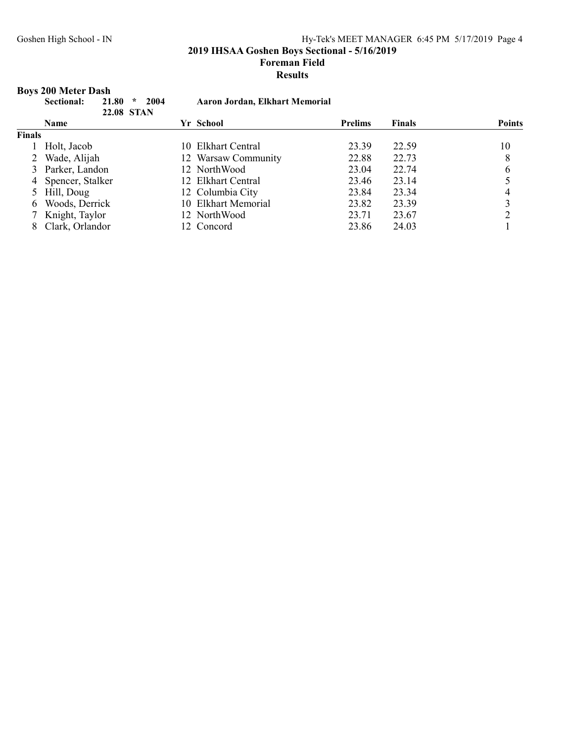## 2019 IHSAA Goshen Boys Sectional - 5/16/2019

### Foreman Field

### Results

**Boys 200 Meter Dash**

**Sectional: 21.80 * 2004 Aaron Jordan, Elkhart Memorial**

**22.08 STAN**

| | Name | Yr | School | Prelims | Finals | Points |
|---|---|---|---|---|---|---|
| **Finals** | | | | | | |
| 1 | Holt, Jacob | 10 | Elkhart Central | 23.39 | 22.59 | 10 |
| 2 | Wade, Alijah | 12 | Warsaw Community | 22.88 | 22.73 | 8 |
| 3 | Parker, Landon | 12 | NorthWood | 23.04 | 22.74 | 6 |
| 4 | Spencer, Stalker | 12 | Elkhart Central | 23.46 | 23.14 | 5 |
| 5 | Hill, Doug | 12 | Columbia City | 23.84 | 23.34 | 4 |
| 6 | Woods, Derrick | 10 | Elkhart Memorial | 23.82 | 23.39 | 3 |
| 7 | Knight, Taylor | 12 | NorthWood | 23.71 | 23.67 | 2 |
| 8 | Clark, Orlandor | 12 | Concord | 23.86 | 24.03 | 1 |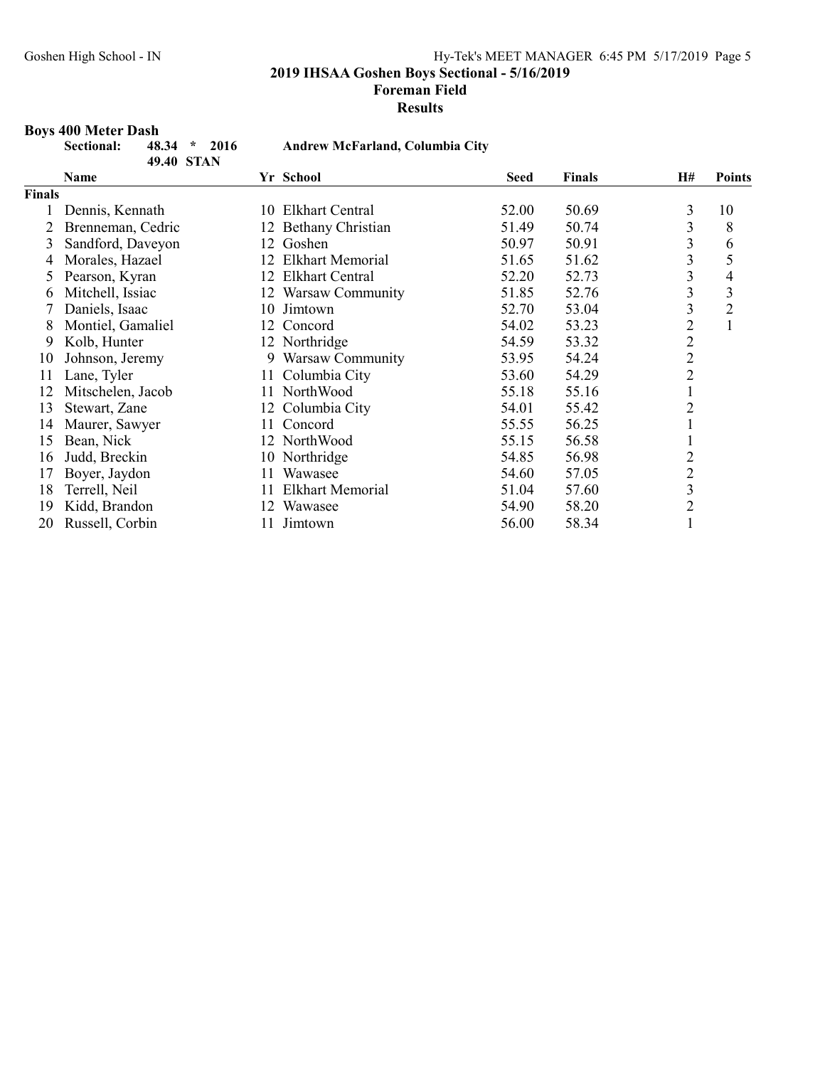## 2019 IHSAA Goshen Boys Sectional - 5/16/2019

## Foreman Field

## Results

### Boys 400 Meter Dash

**Sectional:** 48.34 * 2016 **Andrew McFarland, Columbia City**

49.40 STAN

| | Name | Yr | School | Seed | Finals | H# | Points |
|---|---|---|---|---|---|---|---|
| **Finals** | | | | | | | |
| 1 | Dennis, Kennath | 10 | Elkhart Central | 52.00 | 50.69 | 3 | 10 |
| 2 | Brenneman, Cedric | 12 | Bethany Christian | 51.49 | 50.74 | 3 | 8 |
| 3 | Sandford, Daveyon | 12 | Goshen | 50.97 | 50.91 | 3 | 6 |
| 4 | Morales, Hazael | 12 | Elkhart Memorial | 51.65 | 51.62 | 3 | 5 |
| 5 | Pearson, Kyran | 12 | Elkhart Central | 52.20 | 52.73 | 3 | 4 |
| 6 | Mitchell, Issiac | 12 | Warsaw Community | 51.85 | 52.76 | 3 | 3 |
| 7 | Daniels, Isaac | 10 | Jimtown | 52.70 | 53.04 | 3 | 2 |
| 8 | Montiel, Gamaliel | 12 | Concord | 54.02 | 53.23 | 2 | 1 |
| 9 | Kolb, Hunter | 12 | Northridge | 54.59 | 53.32 | 2 | |
| 10 | Johnson, Jeremy | 9 | Warsaw Community | 53.95 | 54.24 | 2 | |
| 11 | Lane, Tyler | 11 | Columbia City | 53.60 | 54.29 | 2 | |
| 12 | Mitschelen, Jacob | 11 | NorthWood | 55.18 | 55.16 | 1 | |
| 13 | Stewart, Zane | 12 | Columbia City | 54.01 | 55.42 | 2 | |
| 14 | Maurer, Sawyer | 11 | Concord | 55.55 | 56.25 | 1 | |
| 15 | Bean, Nick | 12 | NorthWood | 55.15 | 56.58 | 1 | |
| 16 | Judd, Breckin | 10 | Northridge | 54.85 | 56.98 | 2 | |
| 17 | Boyer, Jaydon | 11 | Wawasee | 54.60 | 57.05 | 2 | |
| 18 | Terrell, Neil | 11 | Elkhart Memorial | 51.04 | 57.60 | 3 | |
| 19 | Kidd, Brandon | 12 | Wawasee | 54.90 | 58.20 | 2 | |
| 20 | Russell, Corbin | 11 | Jimtown | 56.00 | 58.34 | 1 | |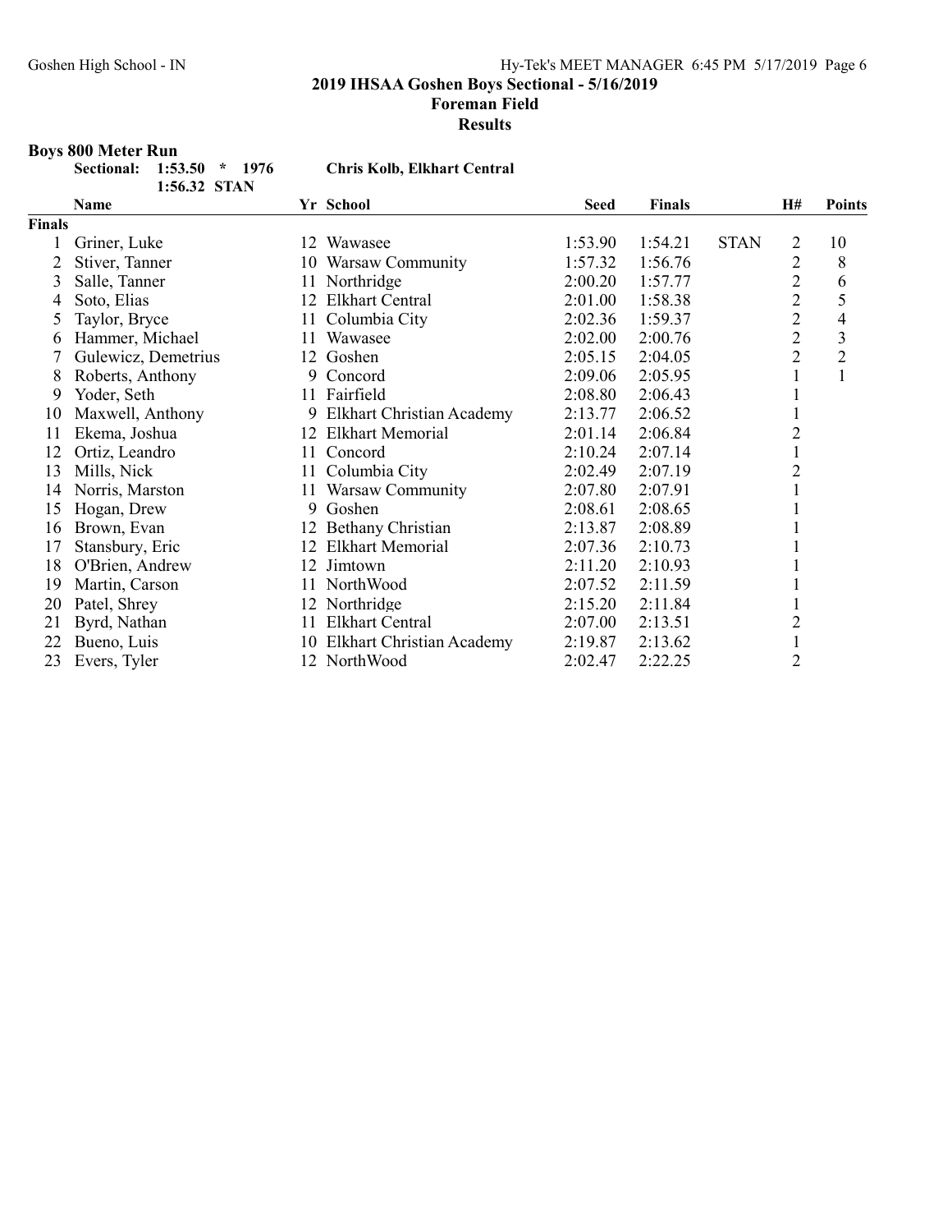## 2019 IHSAA Goshen Boys Sectional - 5/16/2019

### Foreman Field

### Results

**Boys 800 Meter Run**

**Sectional: 1:53.50 * 1976 Chris Kolb, Elkhart Central**
**1:56.32 STAN**

| | Name | Yr | School | Seed | Finals | | H# | Points |
|---|---|---|---|---|---|---|---|---|
| **Finals** | | | | | | | | |
| 1 | Griner, Luke | 12 | Wawasee | 1:53.90 | 1:54.21 | STAN | 2 | 10 |
| 2 | Stiver, Tanner | 10 | Warsaw Community | 1:57.32 | 1:56.76 | | 2 | 8 |
| 3 | Salle, Tanner | 11 | Northridge | 2:00.20 | 1:57.77 | | 2 | 6 |
| 4 | Soto, Elias | 12 | Elkhart Central | 2:01.00 | 1:58.38 | | 2 | 5 |
| 5 | Taylor, Bryce | 11 | Columbia City | 2:02.36 | 1:59.37 | | 2 | 4 |
| 6 | Hammer, Michael | 11 | Wawasee | 2:02.00 | 2:00.76 | | 2 | 3 |
| 7 | Gulewicz, Demetrius | 12 | Goshen | 2:05.15 | 2:04.05 | | 2 | 2 |
| 8 | Roberts, Anthony | 9 | Concord | 2:09.06 | 2:05.95 | | 1 | 1 |
| 9 | Yoder, Seth | 11 | Fairfield | 2:08.80 | 2:06.43 | | 1 | |
| 10 | Maxwell, Anthony | 9 | Elkhart Christian Academy | 2:13.77 | 2:06.52 | | 1 | |
| 11 | Ekema, Joshua | 12 | Elkhart Memorial | 2:01.14 | 2:06.84 | | 2 | |
| 12 | Ortiz, Leandro | 11 | Concord | 2:10.24 | 2:07.14 | | 1 | |
| 13 | Mills, Nick | 11 | Columbia City | 2:02.49 | 2:07.19 | | 2 | |
| 14 | Norris, Marston | 11 | Warsaw Community | 2:07.80 | 2:07.91 | | 1 | |
| 15 | Hogan, Drew | 9 | Goshen | 2:08.61 | 2:08.65 | | 1 | |
| 16 | Brown, Evan | 12 | Bethany Christian | 2:13.87 | 2:08.89 | | 1 | |
| 17 | Stansbury, Eric | 12 | Elkhart Memorial | 2:07.36 | 2:10.73 | | 1 | |
| 18 | O'Brien, Andrew | 12 | Jimtown | 2:11.20 | 2:10.93 | | 1 | |
| 19 | Martin, Carson | 11 | NorthWood | 2:07.52 | 2:11.59 | | 1 | |
| 20 | Patel, Shrey | 12 | Northridge | 2:15.20 | 2:11.84 | | 1 | |
| 21 | Byrd, Nathan | 11 | Elkhart Central | 2:07.00 | 2:13.51 | | 2 | |
| 22 | Bueno, Luis | 10 | Elkhart Christian Academy | 2:19.87 | 2:13.62 | | 1 | |
| 23 | Evers, Tyler | 12 | NorthWood | 2:02.47 | 2:22.25 | | 2 | |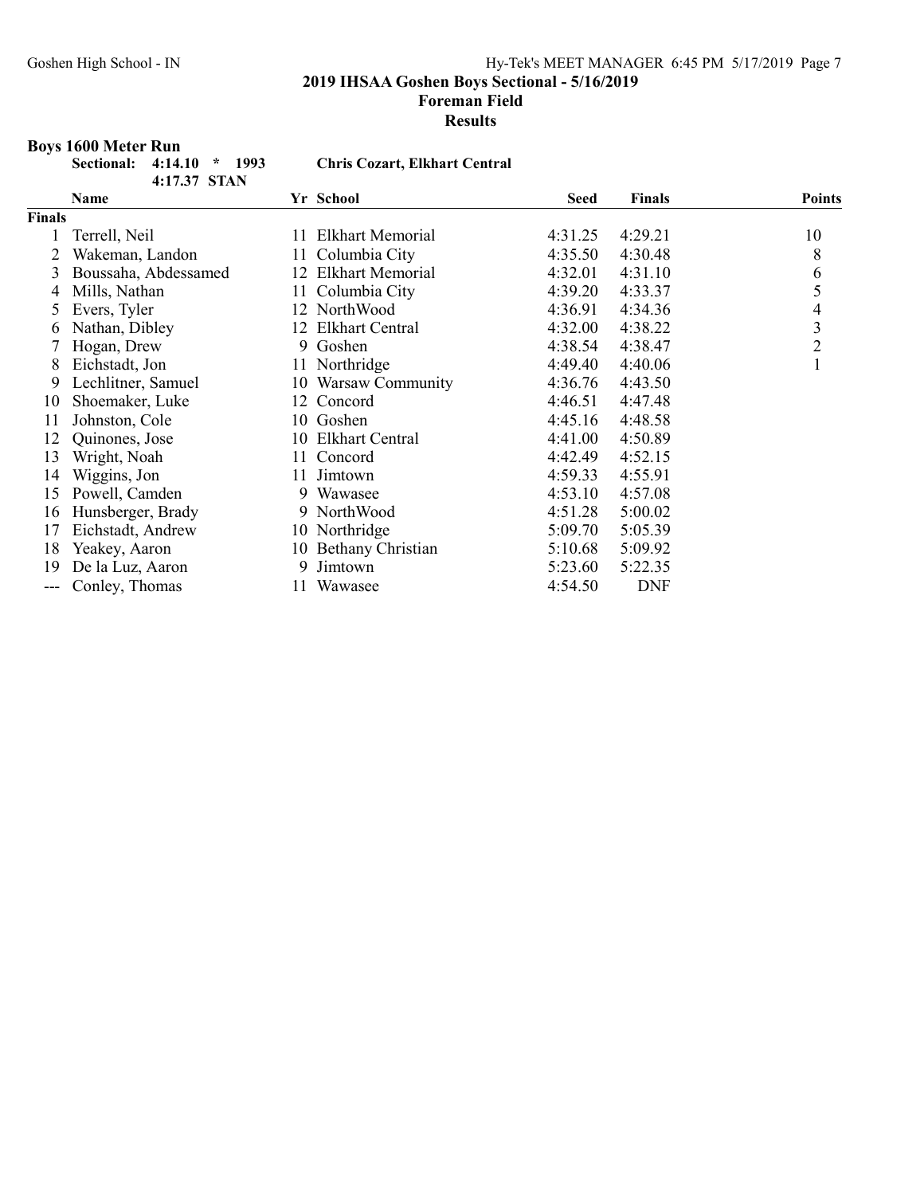**2019 IHSAA Goshen Boys Sectional - 5/16/2019**

**Foreman Field**

**Results**

## Boys 1600 Meter Run

**Sectional: 4:14.10 * 1993 Chris Cozart, Elkhart Central**

**4:17.37 STAN**

| | Name | Yr | School | Seed | Finals | Points |
|---|---|---|---|---|---|---|
| **Finals** | | | | | | |
| 1 | Terrell, Neil | 11 | Elkhart Memorial | 4:31.25 | 4:29.21 | 10 |
| 2 | Wakeman, Landon | 11 | Columbia City | 4:35.50 | 4:30.48 | 8 |
| 3 | Boussaha, Abdessamed | 12 | Elkhart Memorial | 4:32.01 | 4:31.10 | 6 |
| 4 | Mills, Nathan | 11 | Columbia City | 4:39.20 | 4:33.37 | 5 |
| 5 | Evers, Tyler | 12 | NorthWood | 4:36.91 | 4:34.36 | 4 |
| 6 | Nathan, Dibley | 12 | Elkhart Central | 4:32.00 | 4:38.22 | 3 |
| 7 | Hogan, Drew | 9 | Goshen | 4:38.54 | 4:38.47 | 2 |
| 8 | Eichstadt, Jon | 11 | Northridge | 4:49.40 | 4:40.06 | 1 |
| 9 | Lechlitner, Samuel | 10 | Warsaw Community | 4:36.76 | 4:43.50 | |
| 10 | Shoemaker, Luke | 12 | Concord | 4:46.51 | 4:47.48 | |
| 11 | Johnston, Cole | 10 | Goshen | 4:45.16 | 4:48.58 | |
| 12 | Quinones, Jose | 10 | Elkhart Central | 4:41.00 | 4:50.89 | |
| 13 | Wright, Noah | 11 | Concord | 4:42.49 | 4:52.15 | |
| 14 | Wiggins, Jon | 11 | Jimtown | 4:59.33 | 4:55.91 | |
| 15 | Powell, Camden | 9 | Wawasee | 4:53.10 | 4:57.08 | |
| 16 | Hunsberger, Brady | 9 | NorthWood | 4:51.28 | 5:00.02 | |
| 17 | Eichstadt, Andrew | 10 | Northridge | 5:09.70 | 5:05.39 | |
| 18 | Yeakey, Aaron | 10 | Bethany Christian | 5:10.68 | 5:09.92 | |
| 19 | De la Luz, Aaron | 9 | Jimtown | 5:23.60 | 5:22.35 | |
| --- | Conley, Thomas | 11 | Wawasee | 4:54.50 | DNF | |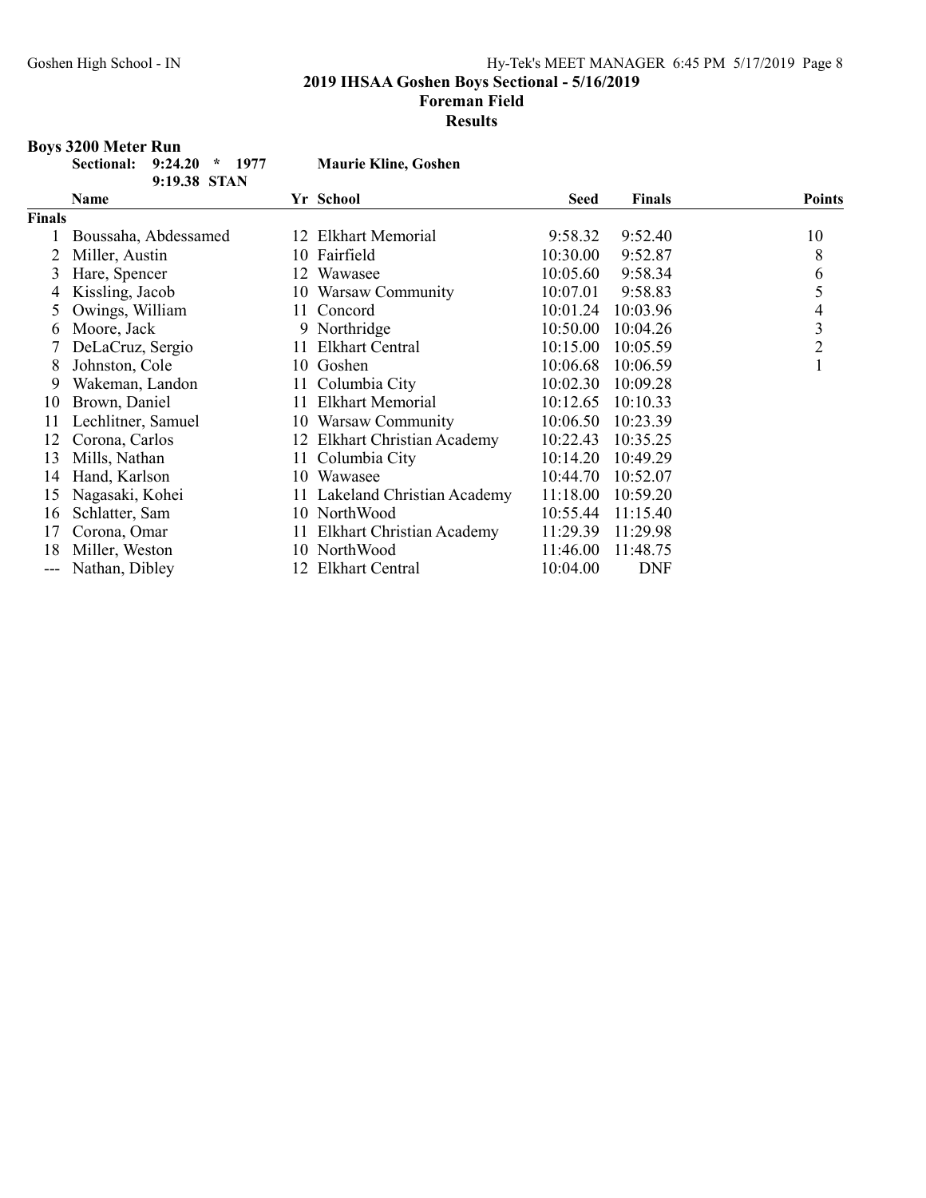## 2019 IHSAA Goshen Boys Sectional - 5/16/2019

### Foreman Field

### Results

**Boys 3200 Meter Run**

**Sectional: 9:24.20 * 1977 Maurie Kline, Goshen**

**9:19.38 STAN**

| | Name | Yr | School | Seed | Finals | Points |
|---|---|---|---|---|---|---|
| **Finals** | | | | | | |
| 1 | Boussaha, Abdessamed | 12 | Elkhart Memorial | 9:58.32 | 9:52.40 | 10 |
| 2 | Miller, Austin | 10 | Fairfield | 10:30.00 | 9:52.87 | 8 |
| 3 | Hare, Spencer | 12 | Wawasee | 10:05.60 | 9:58.34 | 6 |
| 4 | Kissling, Jacob | 10 | Warsaw Community | 10:07.01 | 9:58.83 | 5 |
| 5 | Owings, William | 11 | Concord | 10:01.24 | 10:03.96 | 4 |
| 6 | Moore, Jack | 9 | Northridge | 10:50.00 | 10:04.26 | 3 |
| 7 | DeLaCruz, Sergio | 11 | Elkhart Central | 10:15.00 | 10:05.59 | 2 |
| 8 | Johnston, Cole | 10 | Goshen | 10:06.68 | 10:06.59 | 1 |
| 9 | Wakeman, Landon | 11 | Columbia City | 10:02.30 | 10:09.28 | |
| 10 | Brown, Daniel | 11 | Elkhart Memorial | 10:12.65 | 10:10.33 | |
| 11 | Lechlitner, Samuel | 10 | Warsaw Community | 10:06.50 | 10:23.39 | |
| 12 | Corona, Carlos | 12 | Elkhart Christian Academy | 10:22.43 | 10:35.25 | |
| 13 | Mills, Nathan | 11 | Columbia City | 10:14.20 | 10:49.29 | |
| 14 | Hand, Karlson | 10 | Wawasee | 10:44.70 | 10:52.07 | |
| 15 | Nagasaki, Kohei | 11 | Lakeland Christian Academy | 11:18.00 | 10:59.20 | |
| 16 | Schlatter, Sam | 10 | NorthWood | 10:55.44 | 11:15.40 | |
| 17 | Corona, Omar | 11 | Elkhart Christian Academy | 11:29.39 | 11:29.98 | |
| 18 | Miller, Weston | 10 | NorthWood | 11:46.00 | 11:48.75 | |
| --- | Nathan, Dibley | 12 | Elkhart Central | 10:04.00 | DNF | |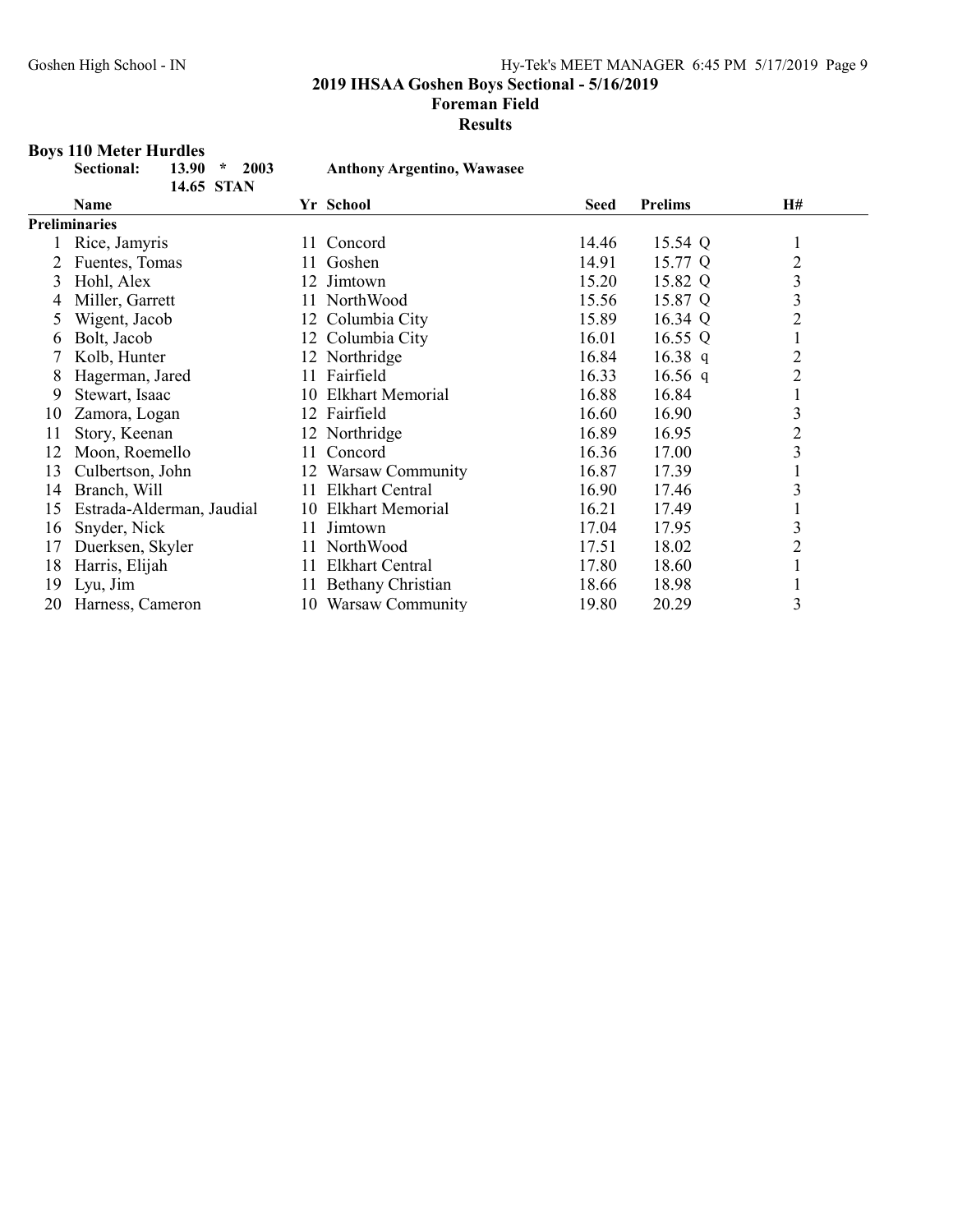## 2019 IHSAA Goshen Boys Sectional - 5/16/2019

### Foreman Field

### Results

**Boys 110 Meter Hurdles**

**Sectional: 13.90 * 2003 Anthony Argentino, Wawasee**

**14.65 STAN**

| | Name | Yr | School | Seed | Prelims | H# |
|---|---|---|---|---|---|---|
| **Preliminaries** | | | | | | |
| 1 | Rice, Jamyris | 11 | Concord | 14.46 | 15.54 Q | 1 |
| 2 | Fuentes, Tomas | 11 | Goshen | 14.91 | 15.77 Q | 2 |
| 3 | Hohl, Alex | 12 | Jimtown | 15.20 | 15.82 Q | 3 |
| 4 | Miller, Garrett | 11 | NorthWood | 15.56 | 15.87 Q | 3 |
| 5 | Wigent, Jacob | 12 | Columbia City | 15.89 | 16.34 Q | 2 |
| 6 | Bolt, Jacob | 12 | Columbia City | 16.01 | 16.55 Q | 1 |
| 7 | Kolb, Hunter | 12 | Northridge | 16.84 | 16.38 q | 2 |
| 8 | Hagerman, Jared | 11 | Fairfield | 16.33 | 16.56 q | 2 |
| 9 | Stewart, Isaac | 10 | Elkhart Memorial | 16.88 | 16.84 | 1 |
| 10 | Zamora, Logan | 12 | Fairfield | 16.60 | 16.90 | 3 |
| 11 | Story, Keenan | 12 | Northridge | 16.89 | 16.95 | 2 |
| 12 | Moon, Roemello | 11 | Concord | 16.36 | 17.00 | 3 |
| 13 | Culbertson, John | 12 | Warsaw Community | 16.87 | 17.39 | 1 |
| 14 | Branch, Will | 11 | Elkhart Central | 16.90 | 17.46 | 3 |
| 15 | Estrada-Alderman, Jaudial | 10 | Elkhart Memorial | 16.21 | 17.49 | 1 |
| 16 | Snyder, Nick | 11 | Jimtown | 17.04 | 17.95 | 3 |
| 17 | Duerksen, Skyler | 11 | NorthWood | 17.51 | 18.02 | 2 |
| 18 | Harris, Elijah | 11 | Elkhart Central | 17.80 | 18.60 | 1 |
| 19 | Lyu, Jim | 11 | Bethany Christian | 18.66 | 18.98 | 1 |
| 20 | Harness, Cameron | 10 | Warsaw Community | 19.80 | 20.29 | 3 |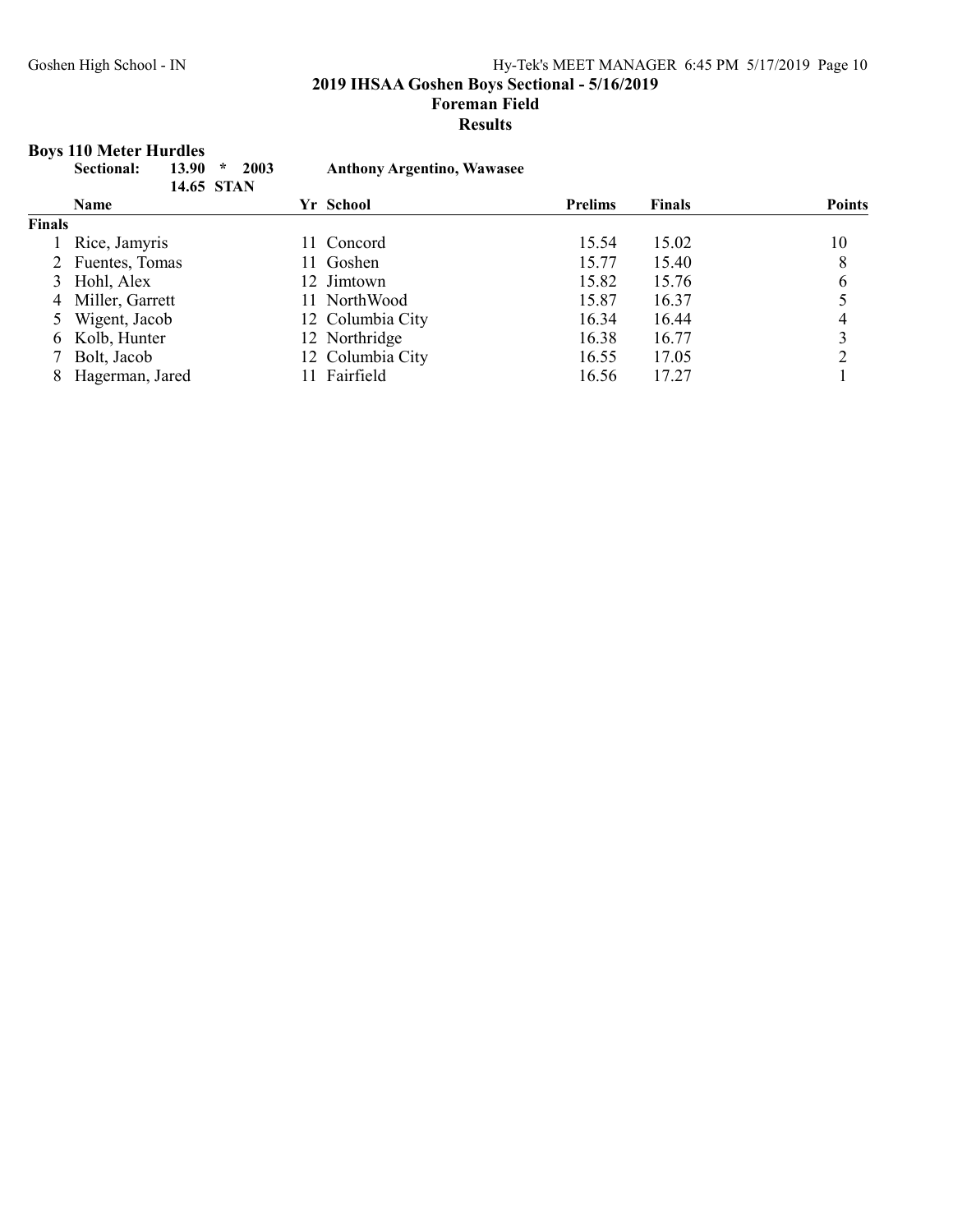**2019 IHSAA Goshen Boys Sectional - 5/16/2019**
**Foreman Field**
**Results**

## Boys 110 Meter Hurdles

**Sectional:** 13.90 * 2003 **Anthony Argentino, Wawasee**
14.65 STAN

| | Name | Yr | School | Prelims | Finals | Points |
|---|---|---|---|---|---|---|
| **Finals** | | | | | | |
| 1 | Rice, Jamyris | 11 | Concord | 15.54 | 15.02 | 10 |
| 2 | Fuentes, Tomas | 11 | Goshen | 15.77 | 15.40 | 8 |
| 3 | Hohl, Alex | 12 | Jimtown | 15.82 | 15.76 | 6 |
| 4 | Miller, Garrett | 11 | NorthWood | 15.87 | 16.37 | 5 |
| 5 | Wigent, Jacob | 12 | Columbia City | 16.34 | 16.44 | 4 |
| 6 | Kolb, Hunter | 12 | Northridge | 16.38 | 16.77 | 3 |
| 7 | Bolt, Jacob | 12 | Columbia City | 16.55 | 17.05 | 2 |
| 8 | Hagerman, Jared | 11 | Fairfield | 16.56 | 17.27 | 1 |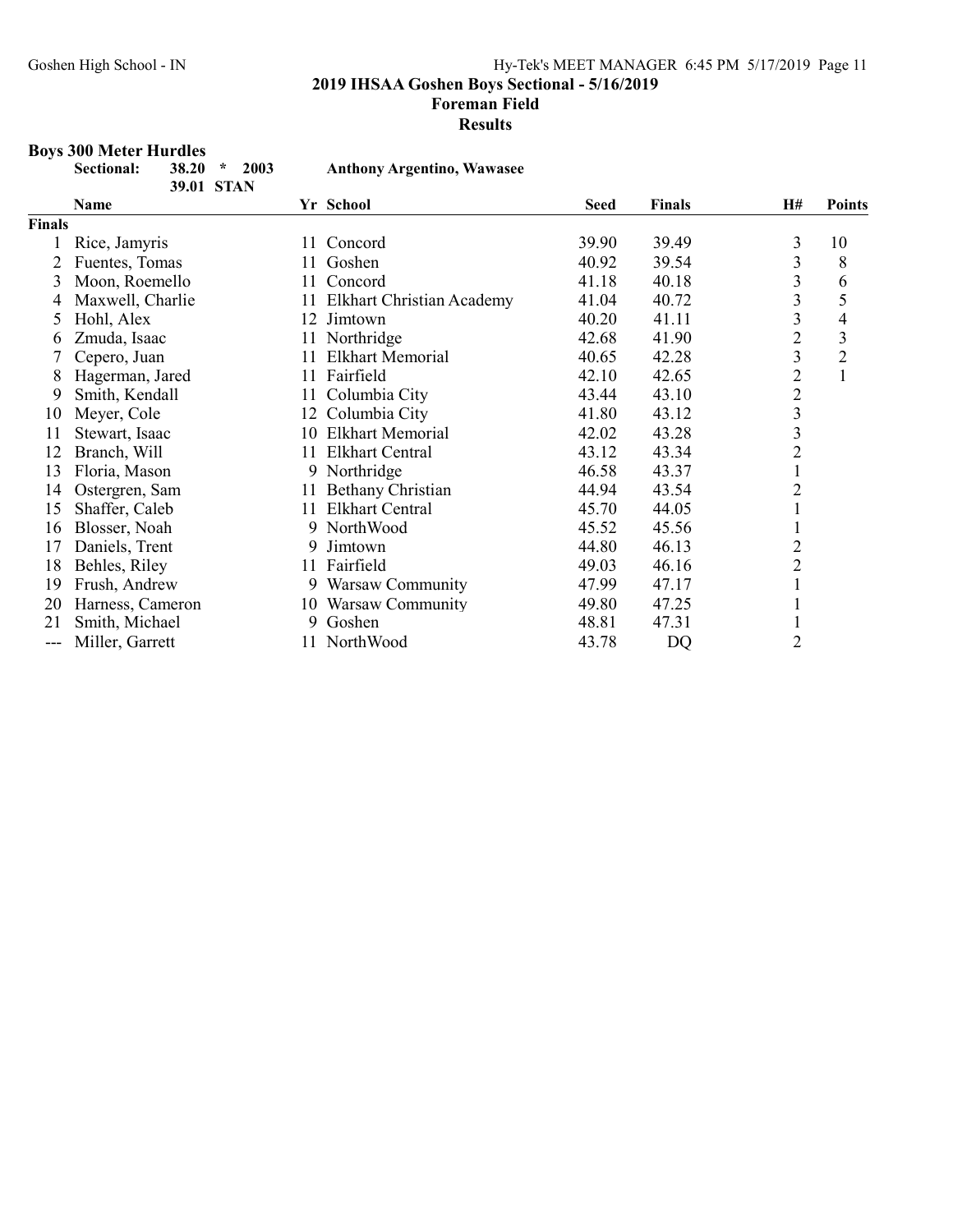## 2019 IHSAA Goshen Boys Sectional - 5/16/2019

**Foreman Field**

**Results**

### Boys 300 Meter Hurdles

**Sectional:** 38.20 * 2003 **Anthony Argentino, Wawasee**
39.01 STAN

| | Name | Yr | School | Seed | Finals | H# | Points |
|---|---|---|---|---|---|---|---|
| **Finals** | | | | | | | |
| 1 | Rice, Jamyris | 11 | Concord | 39.90 | 39.49 | 3 | 10 |
| 2 | Fuentes, Tomas | 11 | Goshen | 40.92 | 39.54 | 3 | 8 |
| 3 | Moon, Roemello | 11 | Concord | 41.18 | 40.18 | 3 | 6 |
| 4 | Maxwell, Charlie | 11 | Elkhart Christian Academy | 41.04 | 40.72 | 3 | 5 |
| 5 | Hohl, Alex | 12 | Jimtown | 40.20 | 41.11 | 3 | 4 |
| 6 | Zmuda, Isaac | 11 | Northridge | 42.68 | 41.90 | 2 | 3 |
| 7 | Cepero, Juan | 11 | Elkhart Memorial | 40.65 | 42.28 | 3 | 2 |
| 8 | Hagerman, Jared | 11 | Fairfield | 42.10 | 42.65 | 2 | 1 |
| 9 | Smith, Kendall | 11 | Columbia City | 43.44 | 43.10 | 2 | |
| 10 | Meyer, Cole | 12 | Columbia City | 41.80 | 43.12 | 3 | |
| 11 | Stewart, Isaac | 10 | Elkhart Memorial | 42.02 | 43.28 | 3 | |
| 12 | Branch, Will | 11 | Elkhart Central | 43.12 | 43.34 | 2 | |
| 13 | Floria, Mason | 9 | Northridge | 46.58 | 43.37 | 1 | |
| 14 | Ostergren, Sam | 11 | Bethany Christian | 44.94 | 43.54 | 2 | |
| 15 | Shaffer, Caleb | 11 | Elkhart Central | 45.70 | 44.05 | 1 | |
| 16 | Blosser, Noah | 9 | NorthWood | 45.52 | 45.56 | 1 | |
| 17 | Daniels, Trent | 9 | Jimtown | 44.80 | 46.13 | 2 | |
| 18 | Behles, Riley | 11 | Fairfield | 49.03 | 46.16 | 2 | |
| 19 | Frush, Andrew | 9 | Warsaw Community | 47.99 | 47.17 | 1 | |
| 20 | Harness, Cameron | 10 | Warsaw Community | 49.80 | 47.25 | 1 | |
| 21 | Smith, Michael | 9 | Goshen | 48.81 | 47.31 | 1 | |
| --- | Miller, Garrett | 11 | NorthWood | 43.78 | DQ | 2 | |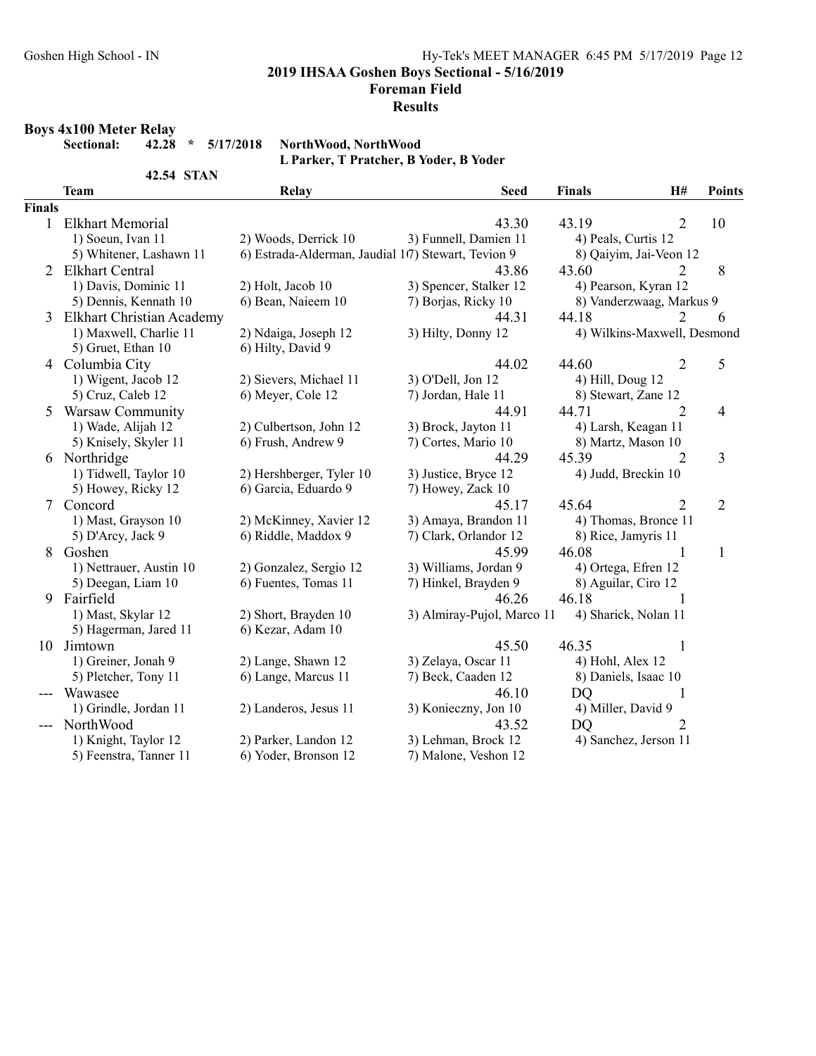# 2019 IHSAA Goshen Boys Sectional - 5/16/2019

## Foreman Field

### Results

**Boys 4x100 Meter Relay**

**Sectional:** 42.28 * 5/17/2018 NorthWood, NorthWood
L Parker, T Pratcher, B Yoder, B Yoder

42.54 STAN

| | Team | Relay | | Seed | Finals | H# | Points |
|---|---|---|---|---|---|---|---|
| **Finals** | | | | | | | |
| 1 | Elkhart Memorial | | | 43.30 | 43.19 | 2 | 10 |
| | 1) Soeun, Ivan 11 | 2) Woods, Derrick 10 | 3) Funnell, Damien 11 | 4) Peals, Curtis 12 | | | |
| | 5) Whitener, Lashawn 11 | 6) Estrada-Alderman, Jaudial 10 | 7) Stewart, Tevion 9 | 8) Qaiyim, Jai-Veon 12 | | | |
| 2 | Elkhart Central | | | 43.86 | 43.60 | 2 | 8 |
| | 1) Davis, Dominic 11 | 2) Holt, Jacob 10 | 3) Spencer, Stalker 12 | 4) Pearson, Kyran 12 | | | |
| | 5) Dennis, Kennath 10 | 6) Bean, Naieem 10 | 7) Borjas, Ricky 10 | 8) Vanderzwaag, Markus 9 | | | |
| 3 | Elkhart Christian Academy | | | 44.31 | 44.18 | 2 | 6 |
| | 1) Maxwell, Charlie 11 | 2) Ndaiga, Joseph 12 | 3) Hilty, Donny 12 | 4) Wilkins-Maxwell, Desmond | | | |
| | 5) Gruet, Ethan 10 | 6) Hilty, David 9 | | | | | |
| 4 | Columbia City | | | 44.02 | 44.60 | 2 | 5 |
| | 1) Wigent, Jacob 12 | 2) Sievers, Michael 11 | 3) O'Dell, Jon 12 | 4) Hill, Doug 12 | | | |
| | 5) Cruz, Caleb 12 | 6) Meyer, Cole 12 | 7) Jordan, Hale 11 | 8) Stewart, Zane 12 | | | |
| 5 | Warsaw Community | | | 44.91 | 44.71 | 2 | 4 |
| | 1) Wade, Alijah 12 | 2) Culbertson, John 12 | 3) Brock, Jayton 11 | 4) Larsh, Keagan 11 | | | |
| | 5) Knisely, Skyler 11 | 6) Frush, Andrew 9 | 7) Cortes, Mario 10 | 8) Martz, Mason 10 | | | |
| 6 | Northridge | | | 44.29 | 45.39 | 2 | 3 |
| | 1) Tidwell, Taylor 10 | 2) Hershberger, Tyler 10 | 3) Justice, Bryce 12 | 4) Judd, Breckin 10 | | | |
| | 5) Howey, Ricky 12 | 6) Garcia, Eduardo 9 | 7) Howey, Zack 10 | | | | |
| 7 | Concord | | | 45.17 | 45.64 | 2 | 2 |
| | 1) Mast, Grayson 10 | 2) McKinney, Xavier 12 | 3) Amaya, Brandon 11 | 4) Thomas, Bronce 11 | | | |
| | 5) D'Arcy, Jack 9 | 6) Riddle, Maddox 9 | 7) Clark, Orlandor 12 | 8) Rice, Jamyris 11 | | | |
| 8 | Goshen | | | 45.99 | 46.08 | 1 | 1 |
| | 1) Nettrauer, Austin 10 | 2) Gonzalez, Sergio 12 | 3) Williams, Jordan 9 | 4) Ortega, Efren 12 | | | |
| | 5) Deegan, Liam 10 | 6) Fuentes, Tomas 11 | 7) Hinkel, Brayden 9 | 8) Aguilar, Ciro 12 | | | |
| 9 | Fairfield | | | 46.26 | 46.18 | 1 | |
| | 1) Mast, Skylar 12 | 2) Short, Brayden 10 | 3) Almiray-Pujol, Marco 11 | 4) Sharick, Nolan 11 | | | |
| | 5) Hagerman, Jared 11 | 6) Kezar, Adam 10 | | | | | |
| 10 | Jimtown | | | 45.50 | 46.35 | 1 | |
| | 1) Greiner, Jonah 9 | 2) Lange, Shawn 12 | 3) Zelaya, Oscar 11 | 4) Hohl, Alex 12 | | | |
| | 5) Pletcher, Tony 11 | 6) Lange, Marcus 11 | 7) Beck, Caaden 12 | 8) Daniels, Isaac 10 | | | |
| --- | Wawasee | | | 46.10 | DQ | 1 | |
| | 1) Grindle, Jordan 11 | 2) Landeros, Jesus 11 | 3) Konieczny, Jon 10 | 4) Miller, David 9 | | | |
| --- | NorthWood | | | 43.52 | DQ | 2 | |
| | 1) Knight, Taylor 12 | 2) Parker, Landon 12 | 3) Lehman, Brock 12 | 4) Sanchez, Jerson 11 | | | |
| | 5) Feenstra, Tanner 11 | 6) Yoder, Bronson 12 | 7) Malone, Veshon 12 | | | | |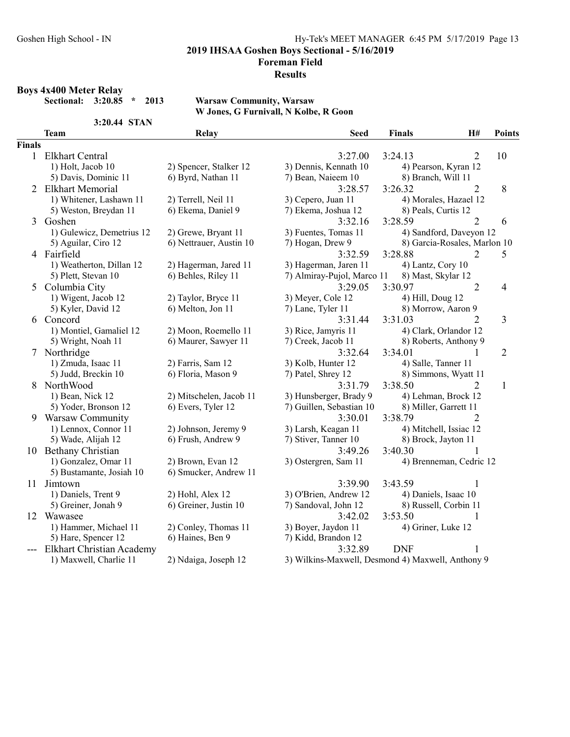## 2019 IHSAA Goshen Boys Sectional - 5/16/2019

### Foreman Field

### Results

**Boys 4x400 Meter Relay**

**Sectional: 3:20.85 * 2013** **Warsaw Community, Warsaw**
**W Jones, G Furnivall, N Kolbe, R Goon**

**3:20.44 STAN**

| | Team | Relay | Seed | Finals | H# | Points |
|---|---|---|---|---|---|---|
| **Finals** | | | | | | |
| 1 | Elkhart Central | | 3:27.00 | 3:24.13 | 2 | 10 |
| | 1) Holt, Jacob 10 | 2) Spencer, Stalker 12 | 3) Dennis, Kennath 10 | 4) Pearson, Kyran 12 | | |
| | 5) Davis, Dominic 11 | 6) Byrd, Nathan 11 | 7) Bean, Naieem 10 | 8) Branch, Will 11 | | |
| 2 | Elkhart Memorial | | 3:28.57 | 3:26.32 | 2 | 8 |
| | 1) Whitener, Lashawn 11 | 2) Terrell, Neil 11 | 3) Cepero, Juan 11 | 4) Morales, Hazael 12 | | |
| | 5) Weston, Breydan 11 | 6) Ekema, Daniel 9 | 7) Ekema, Joshua 12 | 8) Peals, Curtis 12 | | |
| 3 | Goshen | | 3:32.16 | 3:28.59 | 2 | 6 |
| | 1) Gulewicz, Demetrius 12 | 2) Grewe, Bryant 11 | 3) Fuentes, Tomas 11 | 4) Sandford, Daveyon 12 | | |
| | 5) Aguilar, Ciro 12 | 6) Nettrauer, Austin 10 | 7) Hogan, Drew 9 | 8) Garcia-Rosales, Marlon 10 | | |
| 4 | Fairfield | | 3:32.59 | 3:28.88 | 2 | 5 |
| | 1) Weatherton, Dillan 12 | 2) Hagerman, Jared 11 | 3) Hagerman, Jaren 11 | 4) Lantz, Cory 10 | | |
| | 5) Plett, Stevan 10 | 6) Behles, Riley 11 | 7) Almiray-Pujol, Marco 11 | 8) Mast, Skylar 12 | | |
| 5 | Columbia City | | 3:29.05 | 3:30.97 | 2 | 4 |
| | 1) Wigent, Jacob 12 | 2) Taylor, Bryce 11 | 3) Meyer, Cole 12 | 4) Hill, Doug 12 | | |
| | 5) Kyler, David 12 | 6) Melton, Jon 11 | 7) Lane, Tyler 11 | 8) Morrow, Aaron 9 | | |
| 6 | Concord | | 3:31.44 | 3:31.03 | 2 | 3 |
| | 1) Montiel, Gamaliel 12 | 2) Moon, Roemello 11 | 3) Rice, Jamyris 11 | 4) Clark, Orlandor 12 | | |
| | 5) Wright, Noah 11 | 6) Maurer, Sawyer 11 | 7) Creek, Jacob 11 | 8) Roberts, Anthony 9 | | |
| 7 | Northridge | | 3:32.64 | 3:34.01 | 1 | 2 |
| | 1) Zmuda, Isaac 11 | 2) Farris, Sam 12 | 3) Kolb, Hunter 12 | 4) Salle, Tanner 11 | | |
| | 5) Judd, Breckin 10 | 6) Floria, Mason 9 | 7) Patel, Shrey 12 | 8) Simmons, Wyatt 11 | | |
| 8 | NorthWood | | 3:31.79 | 3:38.50 | 2 | 1 |
| | 1) Bean, Nick 12 | 2) Mitschelen, Jacob 11 | 3) Hunsberger, Brady 9 | 4) Lehman, Brock 12 | | |
| | 5) Yoder, Bronson 12 | 6) Evers, Tyler 12 | 7) Guillen, Sebastian 10 | 8) Miller, Garrett 11 | | |
| 9 | Warsaw Community | | 3:30.01 | 3:38.79 | 2 | |
| | 1) Lennox, Connor 11 | 2) Johnson, Jeremy 9 | 3) Larsh, Keagan 11 | 4) Mitchell, Issiac 12 | | |
| | 5) Wade, Alijah 12 | 6) Frush, Andrew 9 | 7) Stiver, Tanner 10 | 8) Brock, Jayton 11 | | |
| 10 | Bethany Christian | | 3:49.26 | 3:40.30 | 1 | |
| | 1) Gonzalez, Omar 11 | 2) Brown, Evan 12 | 3) Ostergren, Sam 11 | 4) Brenneman, Cedric 12 | | |
| | 5) Bustamante, Josiah 10 | 6) Smucker, Andrew 11 | | | | |
| 11 | Jimtown | | 3:39.90 | 3:43.59 | 1 | |
| | 1) Daniels, Trent 9 | 2) Hohl, Alex 12 | 3) O'Brien, Andrew 12 | 4) Daniels, Isaac 10 | | |
| | 5) Greiner, Jonah 9 | 6) Greiner, Justin 10 | 7) Sandoval, John 12 | 8) Russell, Corbin 11 | | |
| 12 | Wawasee | | 3:42.02 | 3:53.50 | 1 | |
| | 1) Hammer, Michael 11 | 2) Conley, Thomas 11 | 3) Boyer, Jaydon 11 | 4) Griner, Luke 12 | | |
| | 5) Hare, Spencer 12 | 6) Haines, Ben 9 | 7) Kidd, Brandon 12 | | | |
| --- | Elkhart Christian Academy | | 3:32.89 | DNF | 1 | |
| | 1) Maxwell, Charlie 11 | 2) Ndaiga, Joseph 12 | 3) Wilkins-Maxwell, Desmond | 4) Maxwell, Anthony 9 | | |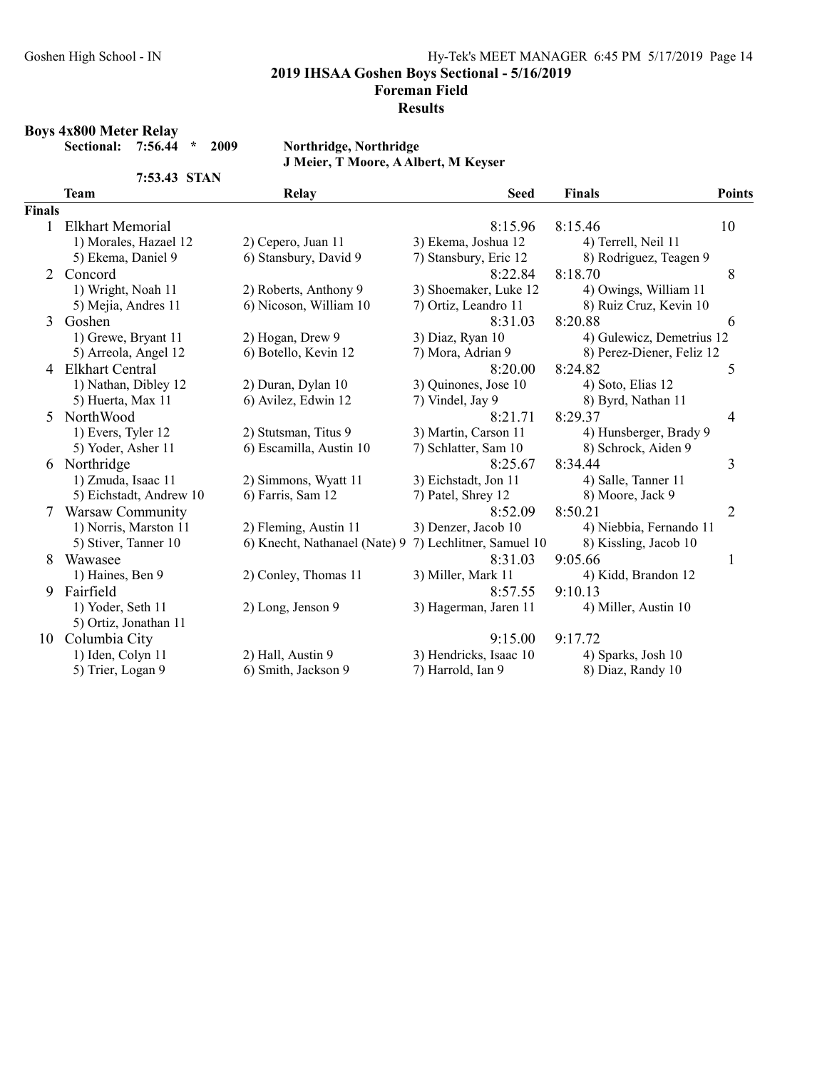# 2019 IHSAA Goshen Boys Sectional - 5/16/2019

## Foreman Field

### Results

**Boys 4x800 Meter Relay**

**Sectional: 7:56.44 * 2009** — **Northridge, Northridge**
**J Meier, T Moore, A Albert, M Keyser**

**7:53.43 STAN**

| | Team | Relay | Seed | Finals | Points |
|---|---|---|---|---|---|
| **Finals** | | | | | |
| 1 | Elkhart Memorial | | 8:15.96 | 8:15.46 | 10 |
| | 1) Morales, Hazael 12 | 2) Cepero, Juan 11 | 3) Ekema, Joshua 12 | 4) Terrell, Neil 11 | |
| | 5) Ekema, Daniel 9 | 6) Stansbury, David 9 | 7) Stansbury, Eric 12 | 8) Rodriguez, Teagen 9 | |
| 2 | Concord | | 8:22.84 | 8:18.70 | 8 |
| | 1) Wright, Noah 11 | 2) Roberts, Anthony 9 | 3) Shoemaker, Luke 12 | 4) Owings, William 11 | |
| | 5) Mejia, Andres 11 | 6) Nicoson, William 10 | 7) Ortiz, Leandro 11 | 8) Ruiz Cruz, Kevin 10 | |
| 3 | Goshen | | 8:31.03 | 8:20.88 | 6 |
| | 1) Grewe, Bryant 11 | 2) Hogan, Drew 9 | 3) Diaz, Ryan 10 | 4) Gulewicz, Demetrius 12 | |
| | 5) Arreola, Angel 12 | 6) Botello, Kevin 12 | 7) Mora, Adrian 9 | 8) Perez-Diener, Feliz 12 | |
| 4 | Elkhart Central | | 8:20.00 | 8:24.82 | 5 |
| | 1) Nathan, Dibley 12 | 2) Duran, Dylan 10 | 3) Quinones, Jose 10 | 4) Soto, Elias 12 | |
| | 5) Huerta, Max 11 | 6) Avilez, Edwin 12 | 7) Vindel, Jay 9 | 8) Byrd, Nathan 11 | |
| 5 | NorthWood | | 8:21.71 | 8:29.37 | 4 |
| | 1) Evers, Tyler 12 | 2) Stutsman, Titus 9 | 3) Martin, Carson 11 | 4) Hunsberger, Brady 9 | |
| | 5) Yoder, Asher 11 | 6) Escamilla, Austin 10 | 7) Schlatter, Sam 10 | 8) Schrock, Aiden 9 | |
| 6 | Northridge | | 8:25.67 | 8:34.44 | 3 |
| | 1) Zmuda, Isaac 11 | 2) Simmons, Wyatt 11 | 3) Eichstadt, Jon 11 | 4) Salle, Tanner 11 | |
| | 5) Eichstadt, Andrew 10 | 6) Farris, Sam 12 | 7) Patel, Shrey 12 | 8) Moore, Jack 9 | |
| 7 | Warsaw Community | | 8:52.09 | 8:50.21 | 2 |
| | 1) Norris, Marston 11 | 2) Fleming, Austin 11 | 3) Denzer, Jacob 10 | 4) Niebbia, Fernando 11 | |
| | 5) Stiver, Tanner 10 | 6) Knecht, Nathanael (Nate) 9 | 7) Lechlitner, Samuel 10 | 8) Kissling, Jacob 10 | |
| 8 | Wawasee | | 8:31.03 | 9:05.66 | 1 |
| | 1) Haines, Ben 9 | 2) Conley, Thomas 11 | 3) Miller, Mark 11 | 4) Kidd, Brandon 12 | |
| 9 | Fairfield | | 8:57.55 | 9:10.13 | |
| | 1) Yoder, Seth 11 | 2) Long, Jenson 9 | 3) Hagerman, Jaren 11 | 4) Miller, Austin 10 | |
| | 5) Ortiz, Jonathan 11 | | | | |
| 10 | Columbia City | | 9:15.00 | 9:17.72 | |
| | 1) Iden, Colyn 11 | 2) Hall, Austin 9 | 3) Hendricks, Isaac 10 | 4) Sparks, Josh 10 | |
| | 5) Trier, Logan 9 | 6) Smith, Jackson 9 | 7) Harrold, Ian 9 | 8) Diaz, Randy 10 | |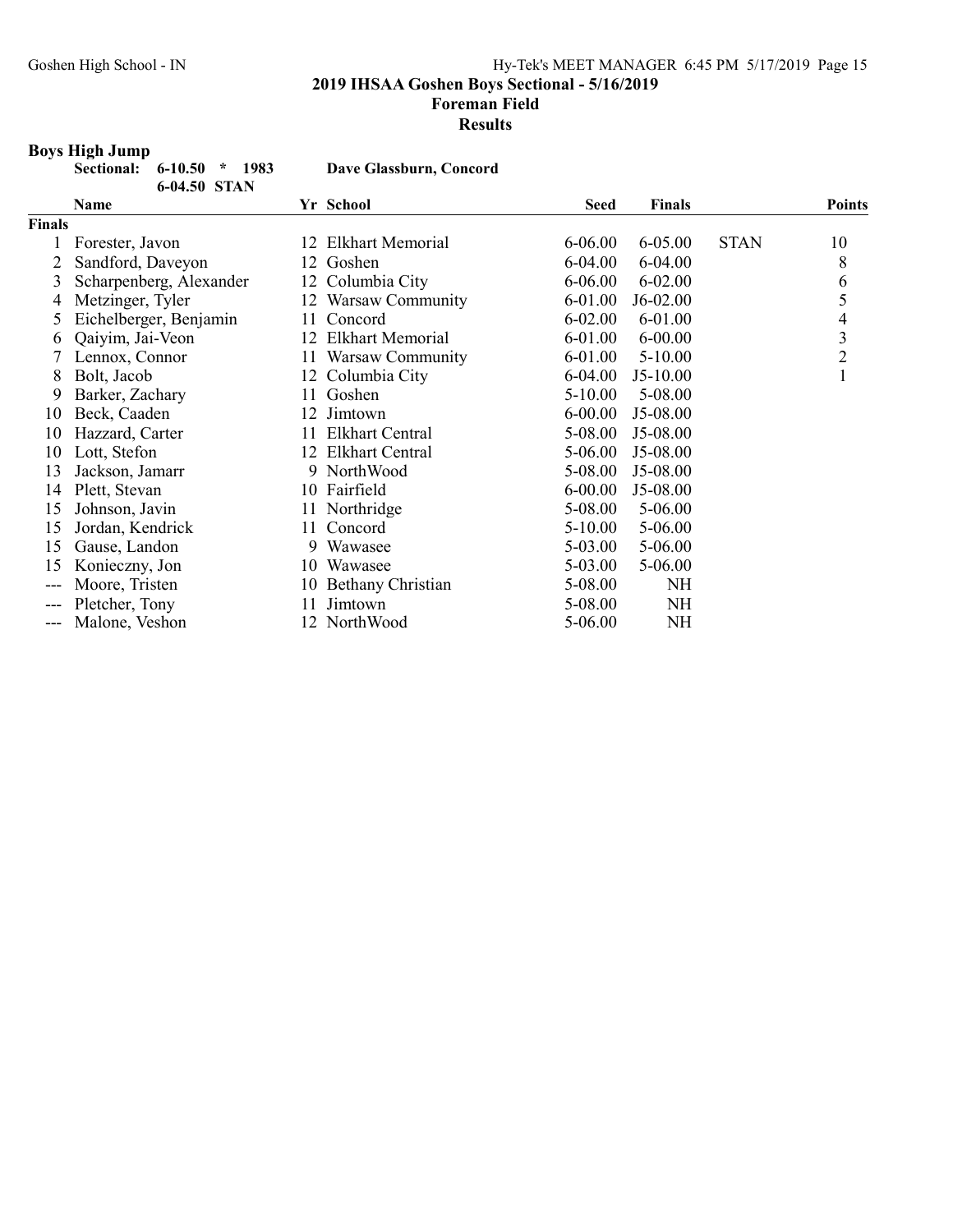## 2019 IHSAA Goshen Boys Sectional - 5/16/2019

### Foreman Field

### Results

**Boys High Jump**

**Sectional: 6-10.50 * 1983 Dave Glassburn, Concord**

**6-04.50 STAN**

| | Name | Yr | School | Seed | Finals | | Points |
|---|---|---|---|---|---|---|---|
| **Finals** | | | | | | | |
| 1 | Forester, Javon | 12 | Elkhart Memorial | 6-06.00 | 6-05.00 | STAN | 10 |
| 2 | Sandford, Daveyon | 12 | Goshen | 6-04.00 | 6-04.00 | | 8 |
| 3 | Scharpenberg, Alexander | 12 | Columbia City | 6-06.00 | 6-02.00 | | 6 |
| 4 | Metzinger, Tyler | 12 | Warsaw Community | 6-01.00 | J6-02.00 | | 5 |
| 5 | Eichelberger, Benjamin | 11 | Concord | 6-02.00 | 6-01.00 | | 4 |
| 6 | Qaiyim, Jai-Veon | 12 | Elkhart Memorial | 6-01.00 | 6-00.00 | | 3 |
| 7 | Lennox, Connor | 11 | Warsaw Community | 6-01.00 | 5-10.00 | | 2 |
| 8 | Bolt, Jacob | 12 | Columbia City | 6-04.00 | J5-10.00 | | 1 |
| 9 | Barker, Zachary | 11 | Goshen | 5-10.00 | 5-08.00 | | |
| 10 | Beck, Caaden | 12 | Jimtown | 6-00.00 | J5-08.00 | | |
| 10 | Hazzard, Carter | 11 | Elkhart Central | 5-08.00 | J5-08.00 | | |
| 10 | Lott, Stefon | 12 | Elkhart Central | 5-06.00 | J5-08.00 | | |
| 13 | Jackson, Jamarr | 9 | NorthWood | 5-08.00 | J5-08.00 | | |
| 14 | Plett, Stevan | 10 | Fairfield | 6-00.00 | J5-08.00 | | |
| 15 | Johnson, Javin | 11 | Northridge | 5-08.00 | 5-06.00 | | |
| 15 | Jordan, Kendrick | 11 | Concord | 5-10.00 | 5-06.00 | | |
| 15 | Gause, Landon | 9 | Wawasee | 5-03.00 | 5-06.00 | | |
| 15 | Konieczny, Jon | 10 | Wawasee | 5-03.00 | 5-06.00 | | |
| --- | Moore, Tristen | 10 | Bethany Christian | 5-08.00 | NH | | |
| --- | Pletcher, Tony | 11 | Jimtown | 5-08.00 | NH | | |
| --- | Malone, Veshon | 12 | NorthWood | 5-06.00 | NH | | |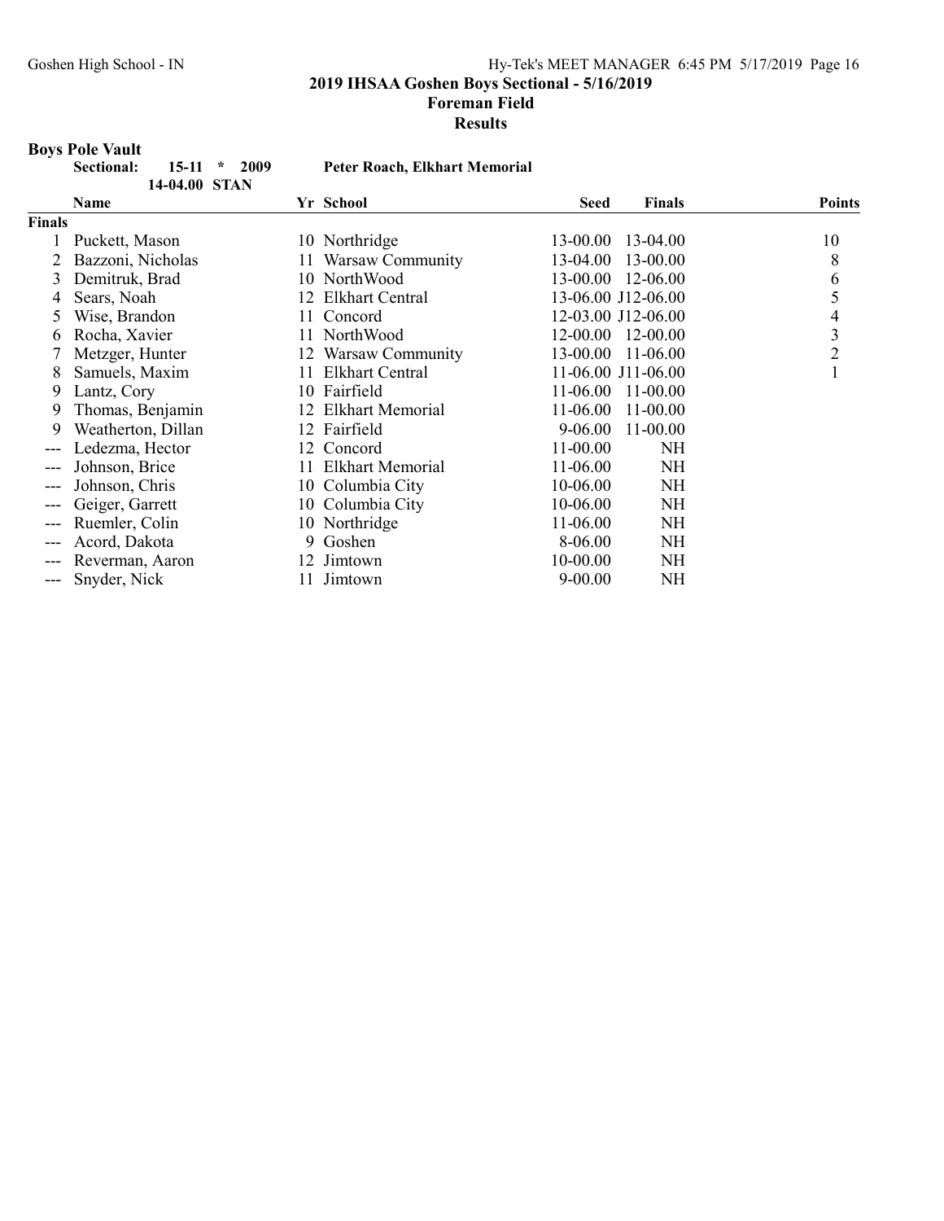# 2019 IHSAA Goshen Boys Sectional - 5/16/2019

## Foreman Field

## Results

### Boys Pole Vault

**Sectional:** 15-11 * 2009 **Peter Roach, Elkhart Memorial**

14-04.00 STAN

| | Name | Yr | School | Seed | Finals | Points |
|---|---|---|---|---|---|---|
| **Finals** | | | | | | |
| 1 | Puckett, Mason | 10 | Northridge | 13-00.00 | 13-04.00 | 10 |
| 2 | Bazzoni, Nicholas | 11 | Warsaw Community | 13-04.00 | 13-00.00 | 8 |
| 3 | Demitruk, Brad | 10 | NorthWood | 13-00.00 | 12-06.00 | 6 |
| 4 | Sears, Noah | 12 | Elkhart Central | 13-06.00 | J12-06.00 | 5 |
| 5 | Wise, Brandon | 11 | Concord | 12-03.00 | J12-06.00 | 4 |
| 6 | Rocha, Xavier | 11 | NorthWood | 12-00.00 | 12-00.00 | 3 |
| 7 | Metzger, Hunter | 12 | Warsaw Community | 13-00.00 | 11-06.00 | 2 |
| 8 | Samuels, Maxim | 11 | Elkhart Central | 11-06.00 | J11-06.00 | 1 |
| 9 | Lantz, Cory | 10 | Fairfield | 11-06.00 | 11-00.00 | |
| 9 | Thomas, Benjamin | 12 | Elkhart Memorial | 11-06.00 | 11-00.00 | |
| 9 | Weatherton, Dillan | 12 | Fairfield | 9-06.00 | 11-00.00 | |
| --- | Ledezma, Hector | 12 | Concord | 11-00.00 | NH | |
| --- | Johnson, Brice | 11 | Elkhart Memorial | 11-06.00 | NH | |
| --- | Johnson, Chris | 10 | Columbia City | 10-06.00 | NH | |
| --- | Geiger, Garrett | 10 | Columbia City | 10-06.00 | NH | |
| --- | Ruemler, Colin | 10 | Northridge | 11-06.00 | NH | |
| --- | Acord, Dakota | 9 | Goshen | 8-06.00 | NH | |
| --- | Reverman, Aaron | 12 | Jimtown | 10-00.00 | NH | |
| --- | Snyder, Nick | 11 | Jimtown | 9-00.00 | NH | |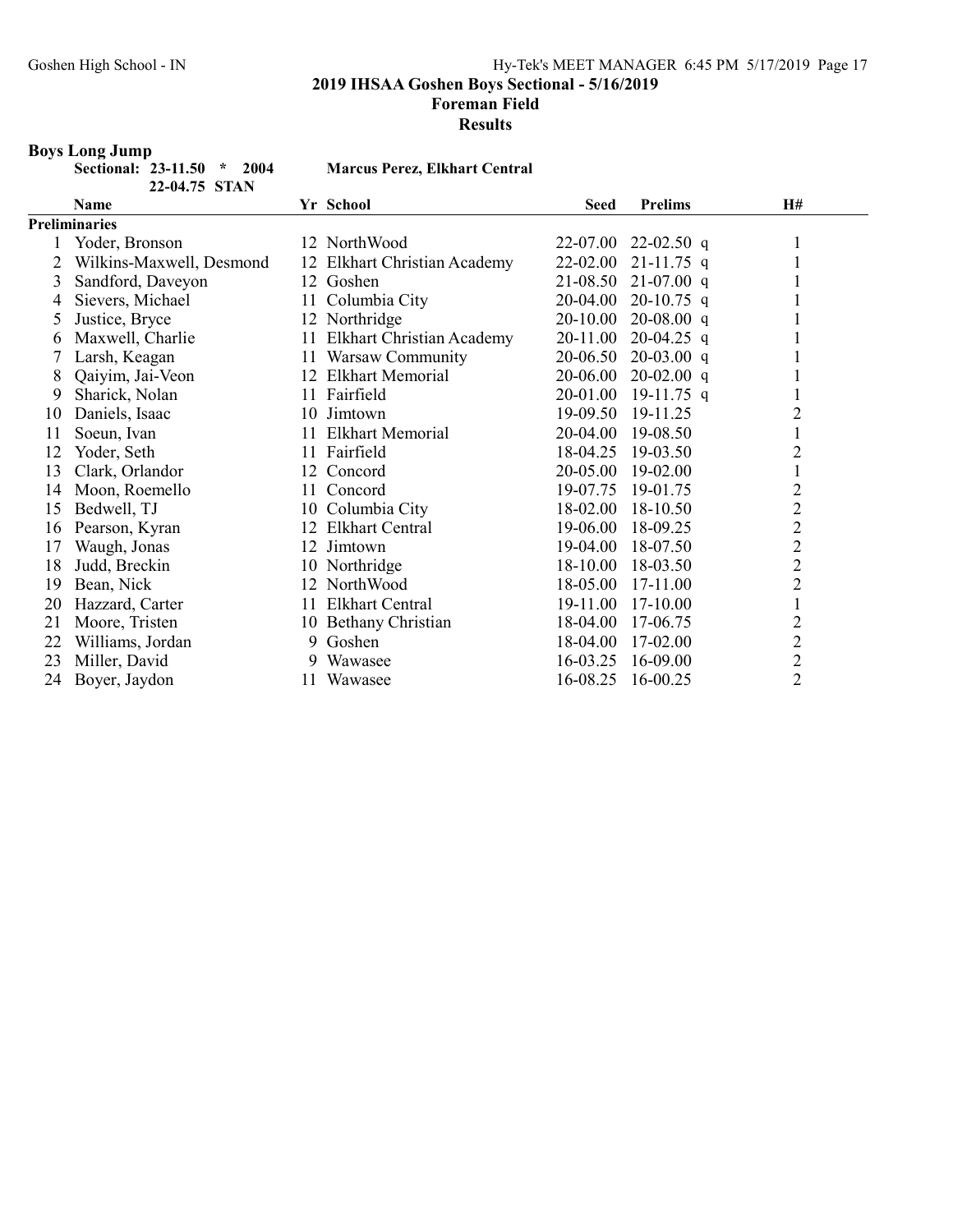## 2019 IHSAA Goshen Boys Sectional - 5/16/2019

## Foreman Field

## Results

### Boys Long Jump

**Sectional: 23-11.50 * 2004 Marcus Perez, Elkhart Central**

**22-04.75 STAN**

| | Name | Yr | School | Seed | Prelims | | H# |
|---|---|---|---|---|---|---|---|
| **Preliminaries** | | | | | | | |
| 1 | Yoder, Bronson | 12 | NorthWood | 22-07.00 | 22-02.50 | q | 1 |
| 2 | Wilkins-Maxwell, Desmond | 12 | Elkhart Christian Academy | 22-02.00 | 21-11.75 | q | 1 |
| 3 | Sandford, Daveyon | 12 | Goshen | 21-08.50 | 21-07.00 | q | 1 |
| 4 | Sievers, Michael | 11 | Columbia City | 20-04.00 | 20-10.75 | q | 1 |
| 5 | Justice, Bryce | 12 | Northridge | 20-10.00 | 20-08.00 | q | 1 |
| 6 | Maxwell, Charlie | 11 | Elkhart Christian Academy | 20-11.00 | 20-04.25 | q | 1 |
| 7 | Larsh, Keagan | 11 | Warsaw Community | 20-06.50 | 20-03.00 | q | 1 |
| 8 | Qaiyim, Jai-Veon | 12 | Elkhart Memorial | 20-06.00 | 20-02.00 | q | 1 |
| 9 | Sharick, Nolan | 11 | Fairfield | 20-01.00 | 19-11.75 | q | 1 |
| 10 | Daniels, Isaac | 10 | Jimtown | 19-09.50 | 19-11.25 | | 2 |
| 11 | Soeun, Ivan | 11 | Elkhart Memorial | 20-04.00 | 19-08.50 | | 1 |
| 12 | Yoder, Seth | 11 | Fairfield | 18-04.25 | 19-03.50 | | 2 |
| 13 | Clark, Orlandor | 12 | Concord | 20-05.00 | 19-02.00 | | 1 |
| 14 | Moon, Roemello | 11 | Concord | 19-07.75 | 19-01.75 | | 2 |
| 15 | Bedwell, TJ | 10 | Columbia City | 18-02.00 | 18-10.50 | | 2 |
| 16 | Pearson, Kyran | 12 | Elkhart Central | 19-06.00 | 18-09.25 | | 2 |
| 17 | Waugh, Jonas | 12 | Jimtown | 19-04.00 | 18-07.50 | | 2 |
| 18 | Judd, Breckin | 10 | Northridge | 18-10.00 | 18-03.50 | | 2 |
| 19 | Bean, Nick | 12 | NorthWood | 18-05.00 | 17-11.00 | | 2 |
| 20 | Hazzard, Carter | 11 | Elkhart Central | 19-11.00 | 17-10.00 | | 1 |
| 21 | Moore, Tristen | 10 | Bethany Christian | 18-04.00 | 17-06.75 | | 2 |
| 22 | Williams, Jordan | 9 | Goshen | 18-04.00 | 17-02.00 | | 2 |
| 23 | Miller, David | 9 | Wawasee | 16-03.25 | 16-09.00 | | 2 |
| 24 | Boyer, Jaydon | 11 | Wawasee | 16-08.25 | 16-00.25 | | 2 |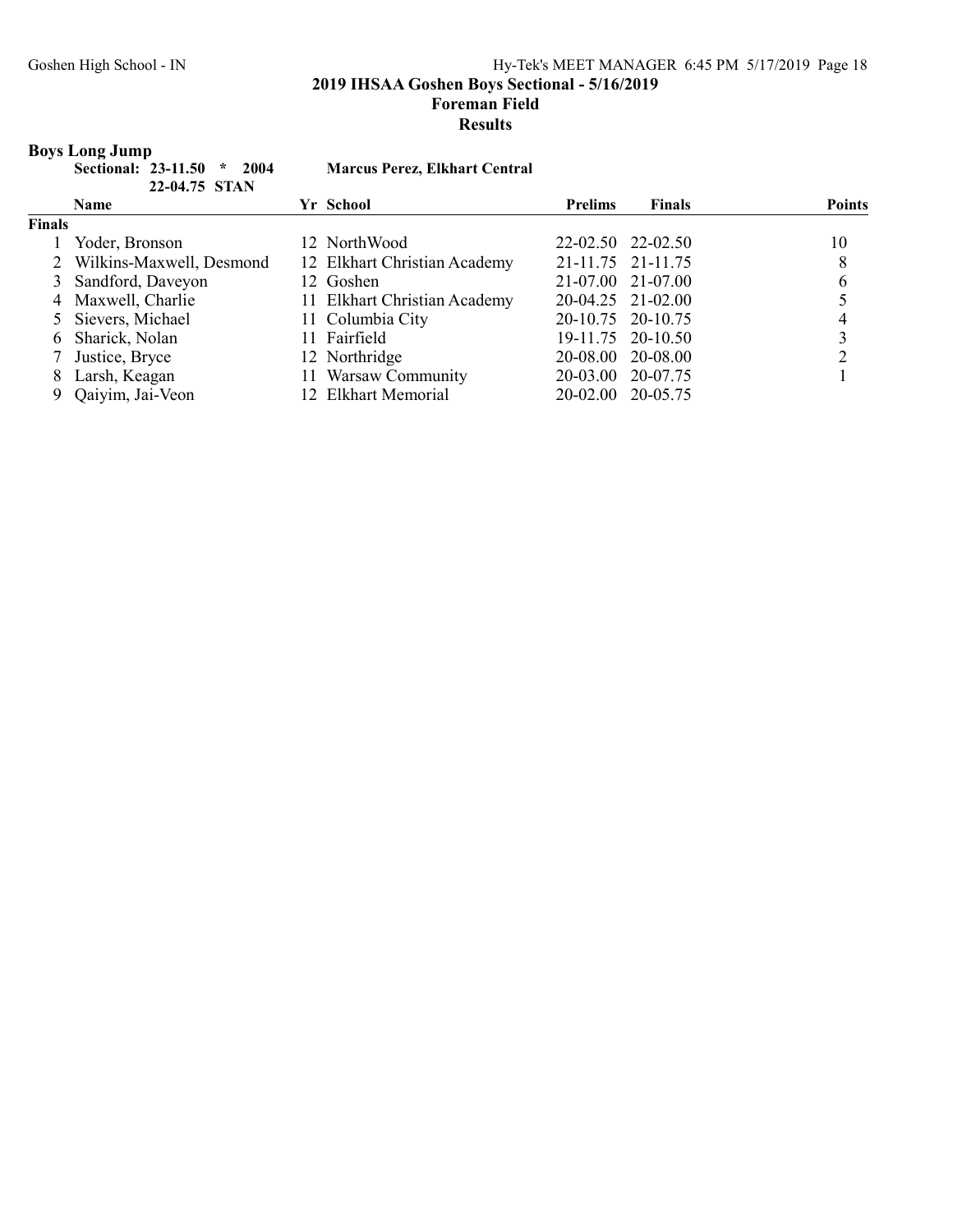## 2019 IHSAA Goshen Boys Sectional - 5/16/2019

### Foreman Field

### Results

**Boys Long Jump**

**Sectional: 23-11.50 * 2004 Marcus Perez, Elkhart Central**

**22-04.75 STAN**

| | Name | Yr | School | Prelims | Finals | Points |
|---|---|---|---|---|---|---|
| **Finals** | | | | | | |
| 1 | Yoder, Bronson | 12 | NorthWood | 22-02.50 | 22-02.50 | 10 |
| 2 | Wilkins-Maxwell, Desmond | 12 | Elkhart Christian Academy | 21-11.75 | 21-11.75 | 8 |
| 3 | Sandford, Daveyon | 12 | Goshen | 21-07.00 | 21-07.00 | 6 |
| 4 | Maxwell, Charlie | 11 | Elkhart Christian Academy | 20-04.25 | 21-02.00 | 5 |
| 5 | Sievers, Michael | 11 | Columbia City | 20-10.75 | 20-10.75 | 4 |
| 6 | Sharick, Nolan | 11 | Fairfield | 19-11.75 | 20-10.50 | 3 |
| 7 | Justice, Bryce | 12 | Northridge | 20-08.00 | 20-08.00 | 2 |
| 8 | Larsh, Keagan | 11 | Warsaw Community | 20-03.00 | 20-07.75 | 1 |
| 9 | Qaiyim, Jai-Veon | 12 | Elkhart Memorial | 20-02.00 | 20-05.75 | |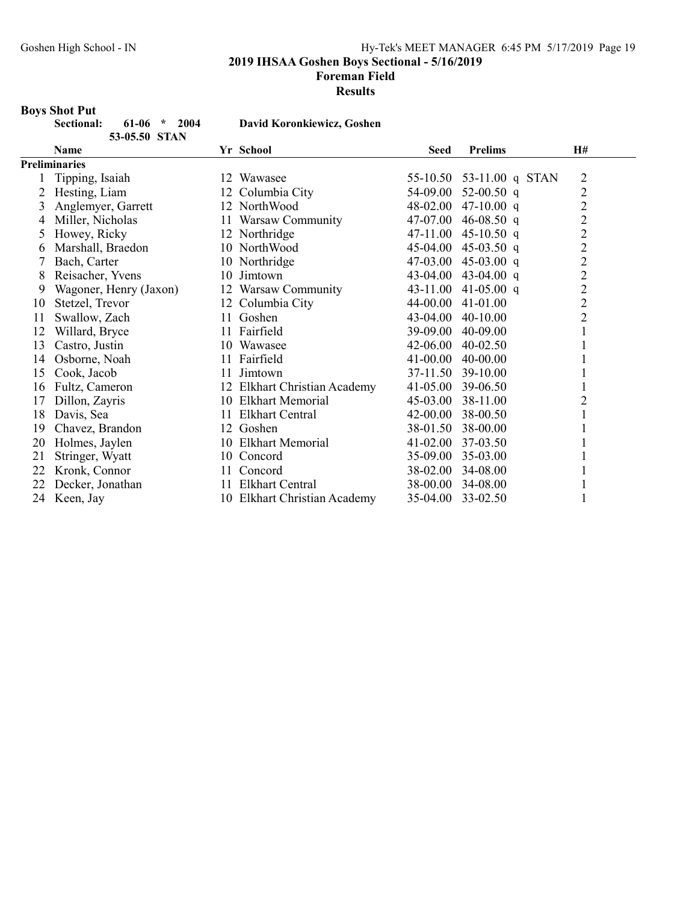## 2019 IHSAA Goshen Boys Sectional - 5/16/2019

### Foreman Field

### Results

**Boys Shot Put**

**Sectional: 61-06 * 2004 David Koronkiewicz, Goshen**

**53-05.50 STAN**

| | Name | Yr | School | Seed | Prelims | | H# |
|---|---|---|---|---|---|---|---|
| **Preliminaries** | | | | | | | |
| 1 | Tipping, Isaiah | 12 | Wawasee | 55-10.50 | 53-11.00 q | STAN | 2 |
| 2 | Hesting, Liam | 12 | Columbia City | 54-09.00 | 52-00.50 q | | 2 |
| 3 | Anglemyer, Garrett | 12 | NorthWood | 48-02.00 | 47-10.00 q | | 2 |
| 4 | Miller, Nicholas | 11 | Warsaw Community | 47-07.00 | 46-08.50 q | | 2 |
| 5 | Howey, Ricky | 12 | Northridge | 47-11.00 | 45-10.50 q | | 2 |
| 6 | Marshall, Braedon | 10 | NorthWood | 45-04.00 | 45-03.50 q | | 2 |
| 7 | Bach, Carter | 10 | Northridge | 47-03.00 | 45-03.00 q | | 2 |
| 8 | Reisacher, Yvens | 10 | Jimtown | 43-04.00 | 43-04.00 q | | 2 |
| 9 | Wagoner, Henry (Jaxon) | 12 | Warsaw Community | 43-11.00 | 41-05.00 q | | 2 |
| 10 | Stetzel, Trevor | 12 | Columbia City | 44-00.00 | 41-01.00 | | 2 |
| 11 | Swallow, Zach | 11 | Goshen | 43-04.00 | 40-10.00 | | 2 |
| 12 | Willard, Bryce | 11 | Fairfield | 39-09.00 | 40-09.00 | | 1 |
| 13 | Castro, Justin | 10 | Wawasee | 42-06.00 | 40-02.50 | | 1 |
| 14 | Osborne, Noah | 11 | Fairfield | 41-00.00 | 40-00.00 | | 1 |
| 15 | Cook, Jacob | 11 | Jimtown | 37-11.50 | 39-10.00 | | 1 |
| 16 | Fultz, Cameron | 12 | Elkhart Christian Academy | 41-05.00 | 39-06.50 | | 1 |
| 17 | Dillon, Zayris | 10 | Elkhart Memorial | 45-03.00 | 38-11.00 | | 2 |
| 18 | Davis, Sea | 11 | Elkhart Central | 42-00.00 | 38-00.50 | | 1 |
| 19 | Chavez, Brandon | 12 | Goshen | 38-01.50 | 38-00.00 | | 1 |
| 20 | Holmes, Jaylen | 10 | Elkhart Memorial | 41-02.00 | 37-03.50 | | 1 |
| 21 | Stringer, Wyatt | 10 | Concord | 35-09.00 | 35-03.00 | | 1 |
| 22 | Kronk, Connor | 11 | Concord | 38-02.00 | 34-08.00 | | 1 |
| 22 | Decker, Jonathan | 11 | Elkhart Central | 38-00.00 | 34-08.00 | | 1 |
| 24 | Keen, Jay | 10 | Elkhart Christian Academy | 35-04.00 | 33-02.50 | | 1 |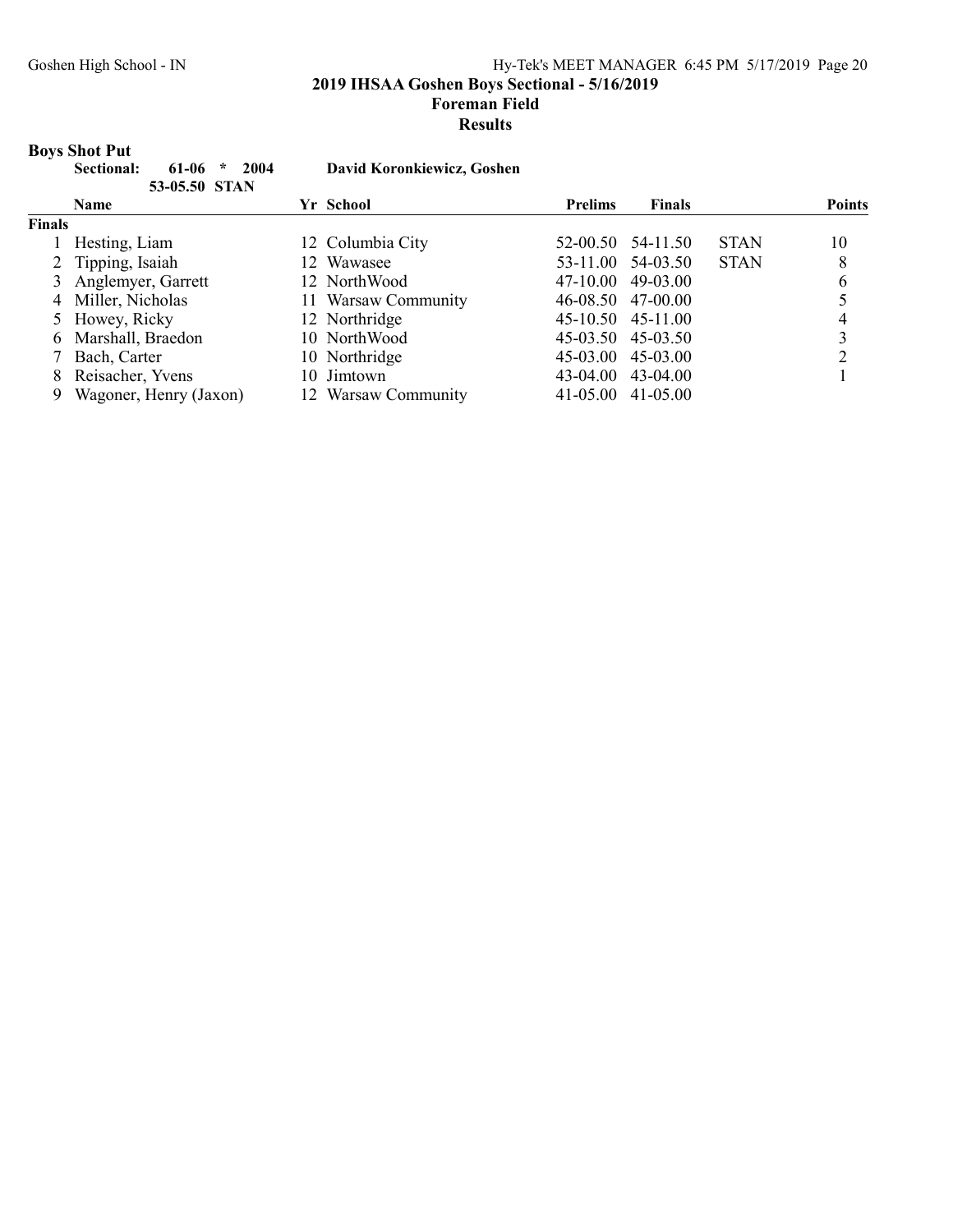## 2019 IHSAA Goshen Boys Sectional - 5/16/2019

### Foreman Field

### Results

**Boys Shot Put**

**Sectional: 61-06 * 2004 David Koronkiewicz, Goshen**

**53-05.50 STAN**

| | Name | Yr | School | Prelims | Finals | | Points |
|---|---|---|---|---|---|---|---|
| **Finals** | | | | | | | |
| 1 | Hesting, Liam | 12 | Columbia City | 52-00.50 | 54-11.50 | STAN | 10 |
| 2 | Tipping, Isaiah | 12 | Wawasee | 53-11.00 | 54-03.50 | STAN | 8 |
| 3 | Anglemyer, Garrett | 12 | NorthWood | 47-10.00 | 49-03.00 | | 6 |
| 4 | Miller, Nicholas | 11 | Warsaw Community | 46-08.50 | 47-00.00 | | 5 |
| 5 | Howey, Ricky | 12 | Northridge | 45-10.50 | 45-11.00 | | 4 |
| 6 | Marshall, Braedon | 10 | NorthWood | 45-03.50 | 45-03.50 | | 3 |
| 7 | Bach, Carter | 10 | Northridge | 45-03.00 | 45-03.00 | | 2 |
| 8 | Reisacher, Yvens | 10 | Jimtown | 43-04.00 | 43-04.00 | | 1 |
| 9 | Wagoner, Henry (Jaxon) | 12 | Warsaw Community | 41-05.00 | 41-05.00 | | |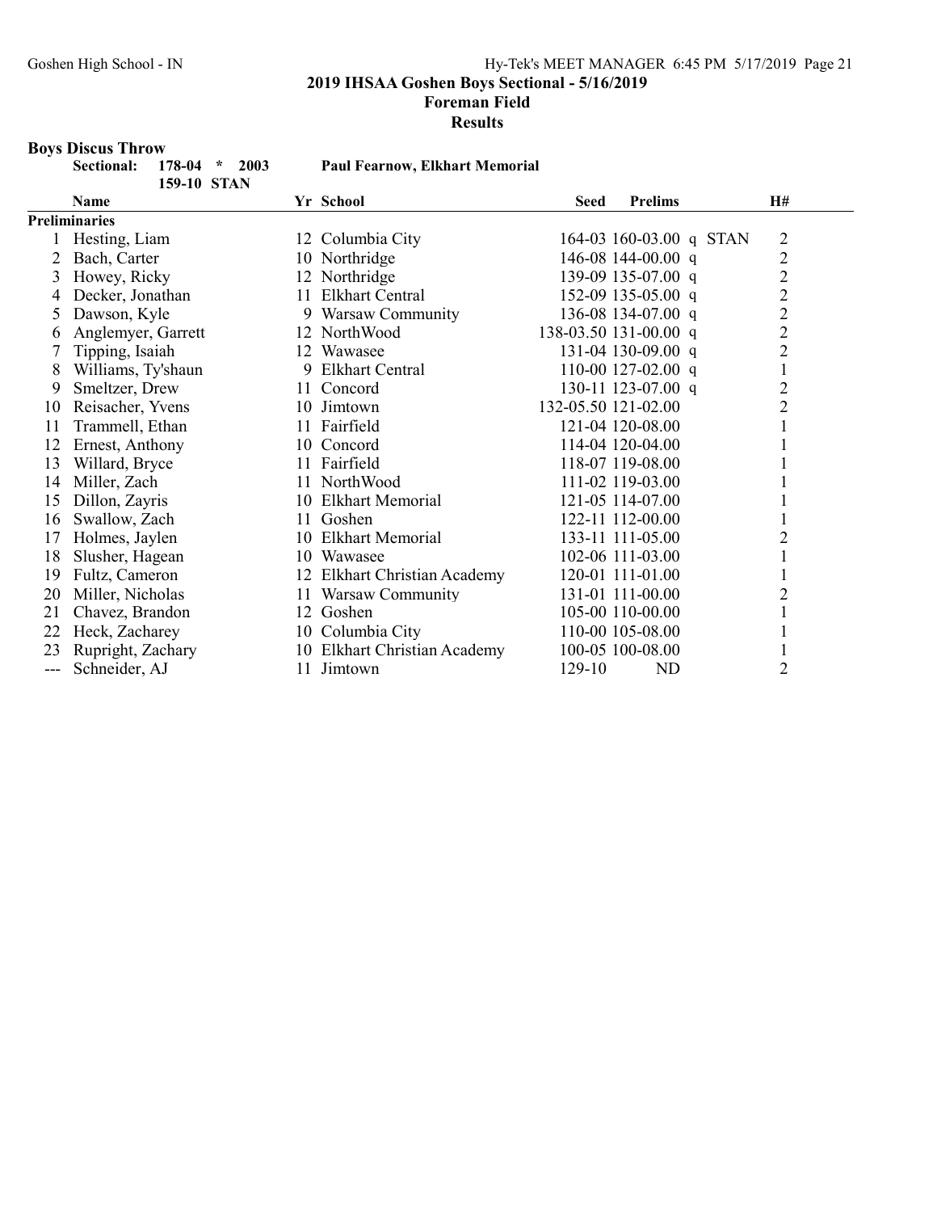## 2019 IHSAA Goshen Boys Sectional - 5/16/2019

### Foreman Field

### Results

**Boys Discus Throw**

**Sectional:** 178-04 * 2003 **Paul Fearnow, Elkhart Memorial**
159-10 STAN

| | Name | Yr | School | Seed | Prelims | | H# |
|---|---|---|---|---|---|---|---|
| **Preliminaries** | | | | | | | |
| 1 | Hesting, Liam | 12 | Columbia City | 164-03 | 160-03.00 | q STAN | 2 |
| 2 | Bach, Carter | 10 | Northridge | 146-08 | 144-00.00 | q | 2 |
| 3 | Howey, Ricky | 12 | Northridge | 139-09 | 135-07.00 | q | 2 |
| 4 | Decker, Jonathan | 11 | Elkhart Central | 152-09 | 135-05.00 | q | 2 |
| 5 | Dawson, Kyle | 9 | Warsaw Community | 136-08 | 134-07.00 | q | 2 |
| 6 | Anglemyer, Garrett | 12 | NorthWood | 138-03.50 | 131-00.00 | q | 2 |
| 7 | Tipping, Isaiah | 12 | Wawasee | 131-04 | 130-09.00 | q | 2 |
| 8 | Williams, Ty'shaun | 9 | Elkhart Central | 110-00 | 127-02.00 | q | 1 |
| 9 | Smeltzer, Drew | 11 | Concord | 130-11 | 123-07.00 | q | 2 |
| 10 | Reisacher, Yvens | 10 | Jimtown | 132-05.50 | 121-02.00 | | 2 |
| 11 | Trammell, Ethan | 11 | Fairfield | 121-04 | 120-08.00 | | 1 |
| 12 | Ernest, Anthony | 10 | Concord | 114-04 | 120-04.00 | | 1 |
| 13 | Willard, Bryce | 11 | Fairfield | 118-07 | 119-08.00 | | 1 |
| 14 | Miller, Zach | 11 | NorthWood | 111-02 | 119-03.00 | | 1 |
| 15 | Dillon, Zayris | 10 | Elkhart Memorial | 121-05 | 114-07.00 | | 1 |
| 16 | Swallow, Zach | 11 | Goshen | 122-11 | 112-00.00 | | 1 |
| 17 | Holmes, Jaylen | 10 | Elkhart Memorial | 133-11 | 111-05.00 | | 2 |
| 18 | Slusher, Hagean | 10 | Wawasee | 102-06 | 111-03.00 | | 1 |
| 19 | Fultz, Cameron | 12 | Elkhart Christian Academy | 120-01 | 111-01.00 | | 1 |
| 20 | Miller, Nicholas | 11 | Warsaw Community | 131-01 | 111-00.00 | | 2 |
| 21 | Chavez, Brandon | 12 | Goshen | 105-00 | 110-00.00 | | 1 |
| 22 | Heck, Zacharey | 10 | Columbia City | 110-00 | 105-08.00 | | 1 |
| 23 | Rupright, Zachary | 10 | Elkhart Christian Academy | 100-05 | 100-08.00 | | 1 |
| --- | Schneider, AJ | 11 | Jimtown | 129-10 | ND | | 2 |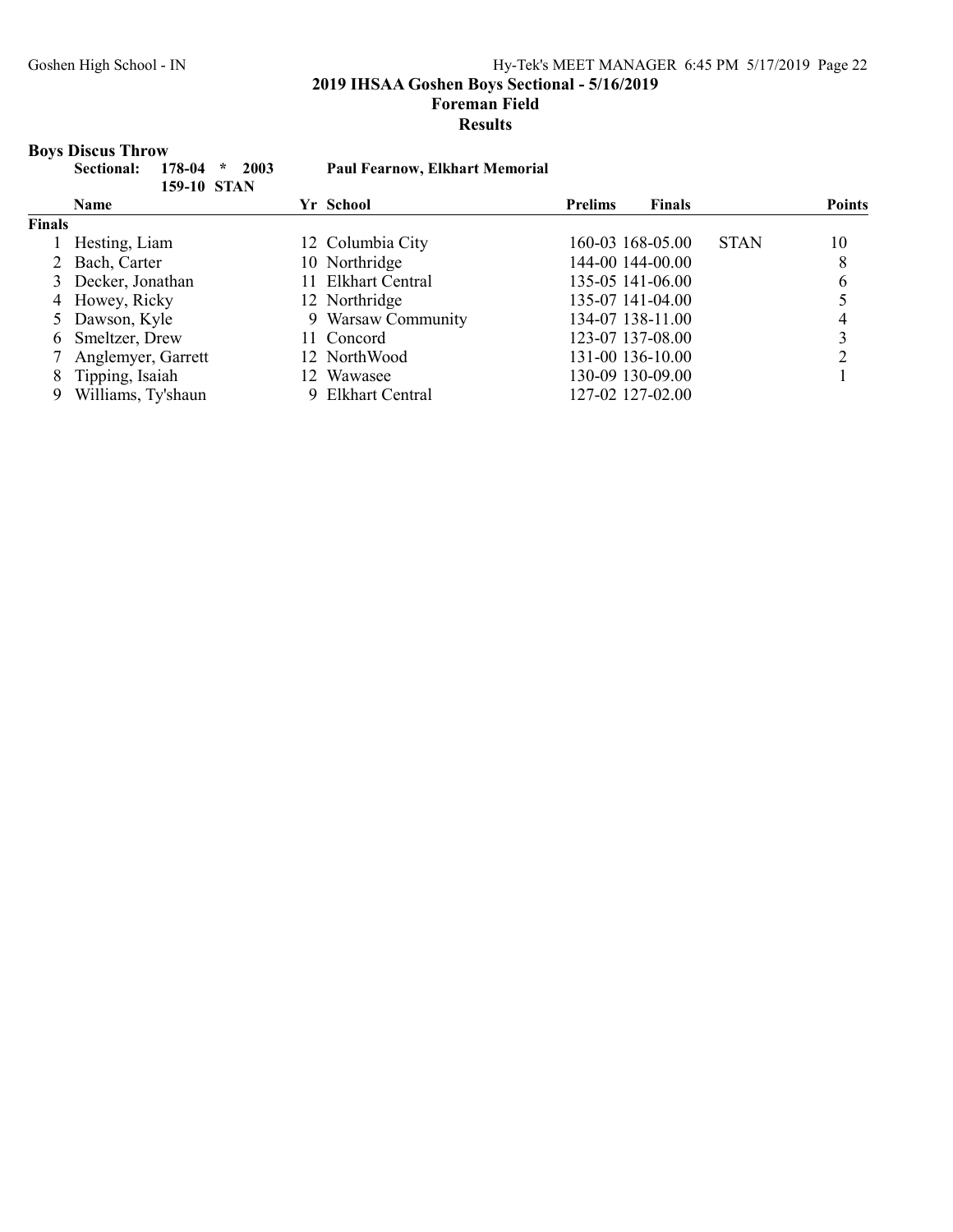# 2019 IHSAA Goshen Boys Sectional - 5/16/2019

## Foreman Field

## Results

### Boys Discus Throw

**Sectional:** 178-04 * 2003 **Paul Fearnow, Elkhart Memorial**

159-10 STAN

| | Name | Yr | School | Prelims | Finals | | Points |
|---|---|---|---|---|---|---|---|
| **Finals** | | | | | | | |
| 1 | Hesting, Liam | 12 | Columbia City | 160-03 | 168-05.00 | STAN | 10 |
| 2 | Bach, Carter | 10 | Northridge | 144-00 | 144-00.00 | | 8 |
| 3 | Decker, Jonathan | 11 | Elkhart Central | 135-05 | 141-06.00 | | 6 |
| 4 | Howey, Ricky | 12 | Northridge | 135-07 | 141-04.00 | | 5 |
| 5 | Dawson, Kyle | 9 | Warsaw Community | 134-07 | 138-11.00 | | 4 |
| 6 | Smeltzer, Drew | 11 | Concord | 123-07 | 137-08.00 | | 3 |
| 7 | Anglemyer, Garrett | 12 | NorthWood | 131-00 | 136-10.00 | | 2 |
| 8 | Tipping, Isaiah | 12 | Wawasee | 130-09 | 130-09.00 | | 1 |
| 9 | Williams, Ty'shaun | 9 | Elkhart Central | 127-02 | 127-02.00 | | |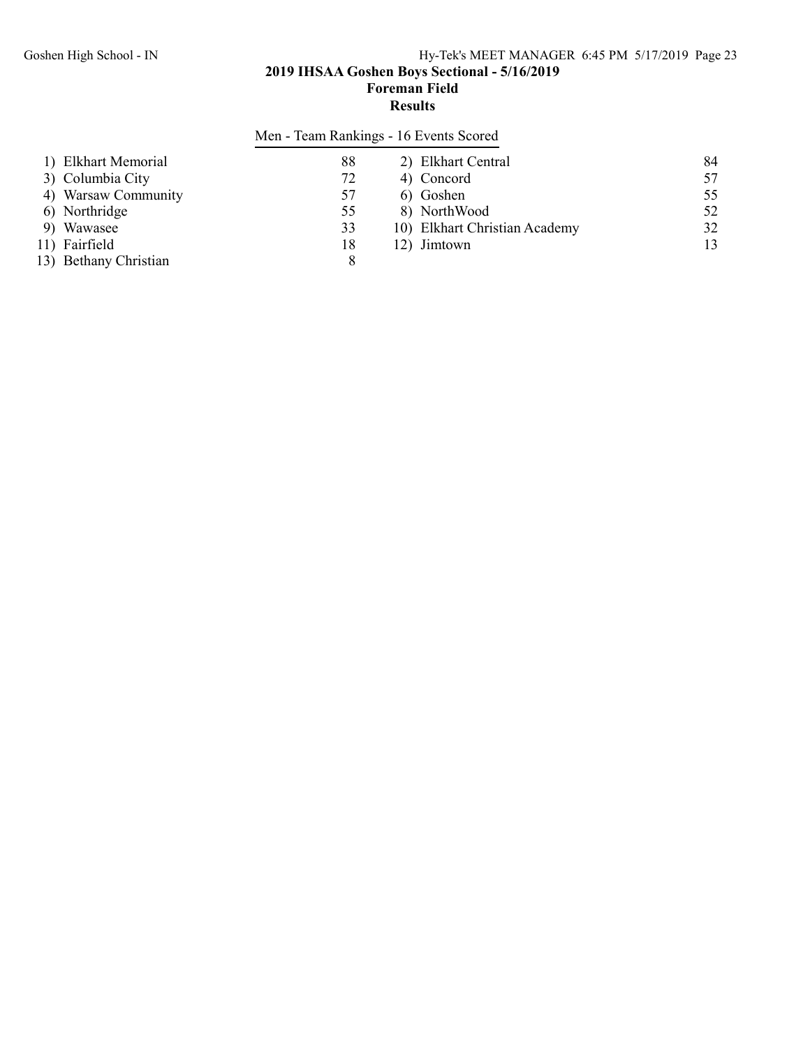# 2019 IHSAA Goshen Boys Sectional - 5/16/2019

## Foreman Field

## Results

### Men - Team Rankings - 16 Events Scored

| | | | | | |
|---|---|---|---|---|---|
| 1) | Elkhart Memorial | 88 | 2) | Elkhart Central | 84 |
| 3) | Columbia City | 72 | 4) | Concord | 57 |
| 4) | Warsaw Community | 57 | 6) | Goshen | 55 |
| 6) | Northridge | 55 | 8) | NorthWood | 52 |
| 9) | Wawasee | 33 | 10) | Elkhart Christian Academy | 32 |
| 11) | Fairfield | 18 | 12) | Jimtown | 13 |
| 13) | Bethany Christian | 8 | | | |